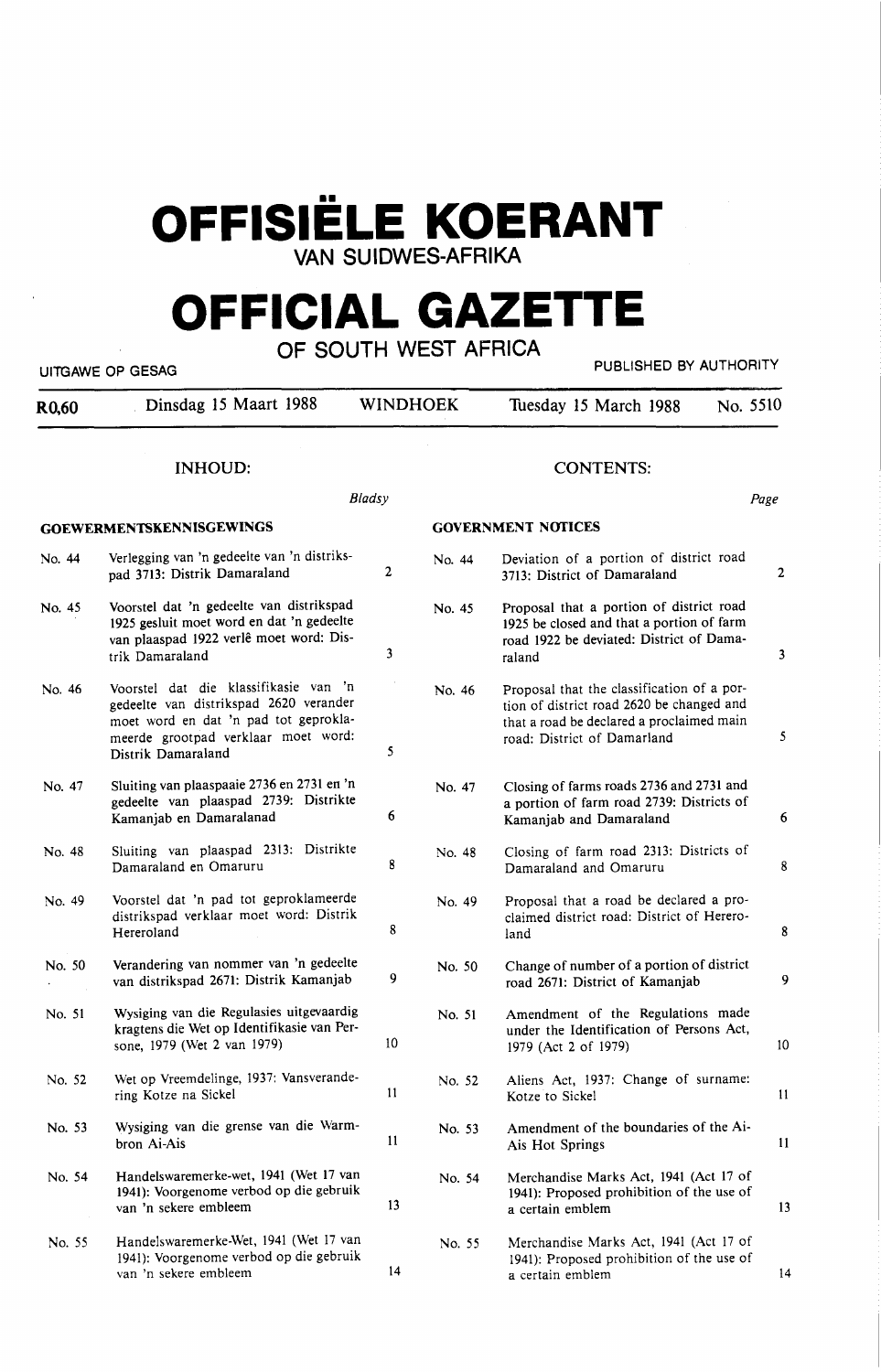# OFFISIËLE KOERANT
## VAN SUIDWES-AFRIKA

# OFFICIAL GAZETTE
## OF SOUTH WEST AFRICA

UITGAWE OP GESAG | PUBLISHED BY AUTHORITY

**R0,60** | Dinsdag 15 Maart 1988 | WINDHOEK | Tuesday 15 March 1988 | No. 5510

## INHOUD:

*Bladsy*

### GOEWERMENTSKENNISGEWINGS

| No. | | Bladsy |
|---|---|---|
| No. 44 | Verlegging van 'n gedeelte van 'n distrikspad 3713: Distrik Damaraland | 2 |
| No. 45 | Voorstel dat 'n gedeelte van distrikspad 1925 gesluit moet word en dat 'n gedeelte van plaaspad 1922 verlê moet word: Distrik Damaraland | 3 |
| No. 46 | Voorstel dat die klassifikasie van 'n gedeelte van distrikspad 2620 verander moet word en dat 'n pad tot geproklameerde grootpad verklaar moet word: Distrik Damaraland | 5 |
| No. 47 | Sluiting van plaaspaaie 2736 en 2731 en 'n gedeelte van plaaspad 2739: Distrikte Kamanjab en Damaralanad | 6 |
| No. 48 | Sluiting van plaaspad 2313: Distrikte Damaraland en Omaruru | 8 |
| No. 49 | Voorstel dat 'n pad tot geproklameerde distrikspad verklaar moet word: Distrik Hereroland | 8 |
| No. 50 | Verandering van nommer van 'n gedeelte van distrikspad 2671: Distrik Kamanjab | 9 |
| No. 51 | Wysiging van die Regulasies uitgevaardig kragtens die Wet op Identifikasie van Persone, 1979 (Wet 2 van 1979) | 10 |
| No. 52 | Wet op Vreemdelinge, 1937: Vansverandering Kotze na Sickel | 11 |
| No. 53 | Wysiging van die grense van die Warmbron Ai-Ais | 11 |
| No. 54 | Handelswaremerke-wet, 1941 (Wet 17 van 1941): Voorgenome verbod op die gebruik van 'n sekere embleem | 13 |
| No. 55 | Handelswaremerke-Wet, 1941 (Wet 17 van 1941): Voorgenome verbod op die gebruik van 'n sekere embleem | 14 |

## CONTENTS:

*Page*

### GOVERNMENT NOTICES

| No. | | Page |
|---|---|---|
| No. 44 | Deviation of a portion of district road 3713: District of Damaraland | 2 |
| No. 45 | Proposal that a portion of district road 1925 be closed and that a portion of farm road 1922 be deviated: District of Damaraland | 3 |
| No. 46 | Proposal that the classification of a portion of district road 2620 be changed and that a road be declared a proclaimed main road: District of Damarland | 5 |
| No. 47 | Closing of farms roads 2736 and 2731 and a portion of farm road 2739: Districts of Kamanjab and Damaraland | 6 |
| No. 48 | Closing of farm road 2313: Districts of Damaraland and Omaruru | 8 |
| No. 49 | Proposal that a road be declared a proclaimed district road: District of Hereroland | 8 |
| No. 50 | Change of number of a portion of district road 2671: District of Kamanjab | 9 |
| No. 51 | Amendment of the Regulations made under the Identification of Persons Act, 1979 (Act 2 of 1979) | 10 |
| No. 52 | Aliens Act, 1937: Change of surname: Kotze to Sickel | 11 |
| No. 53 | Amendment of the boundaries of the Ai-Ais Hot Springs | 11 |
| No. 54 | Merchandise Marks Act, 1941 (Act 17 of 1941): Proposed prohibition of the use of a certain emblem | 13 |
| No. 55 | Merchandise Marks Act, 1941 (Act 17 of 1941): Proposed prohibition of the use of a certain emblem | 14 |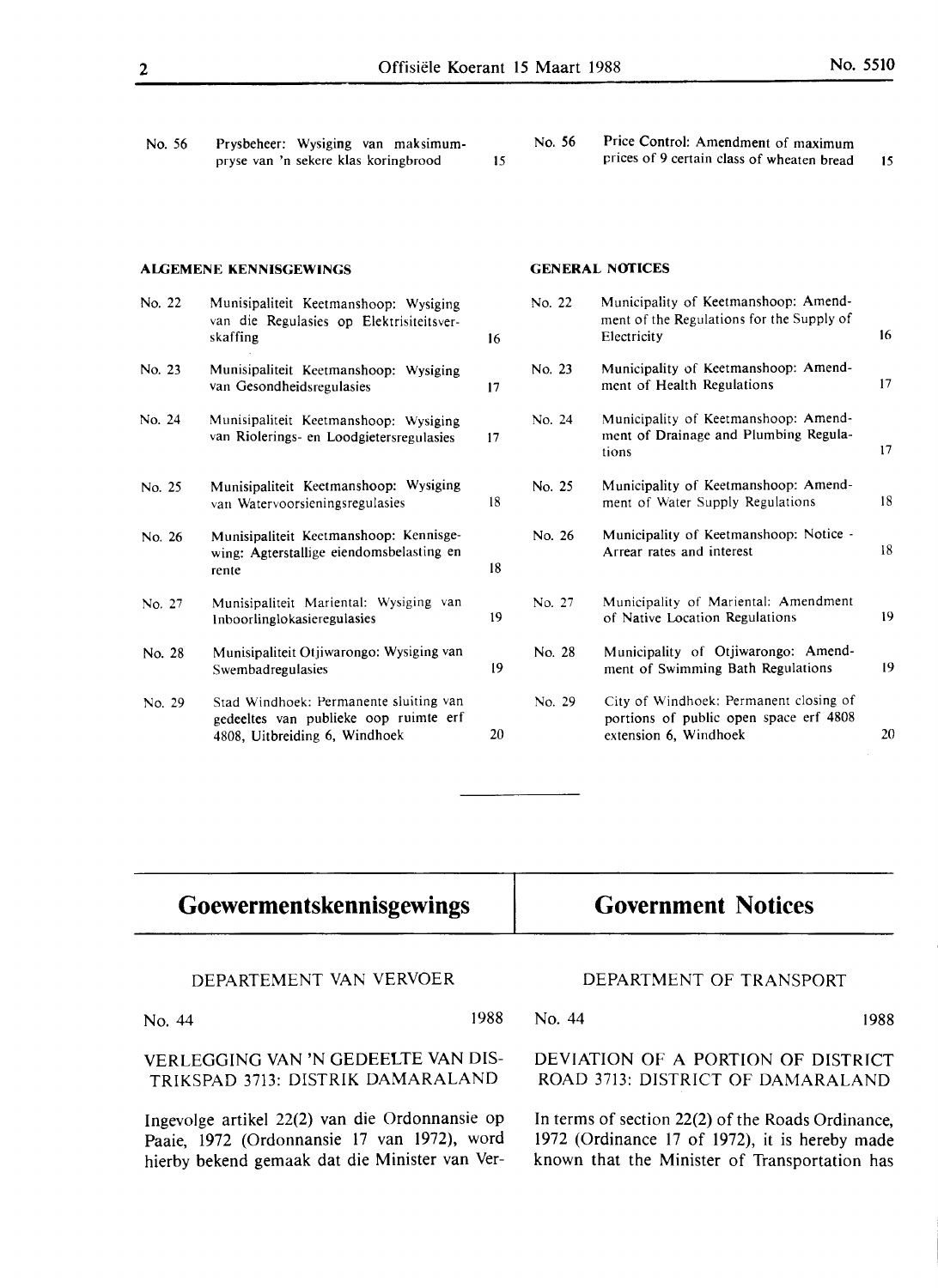| | | | | | |
|---|---|---|---|---|---|
| No. 56 | Prysbeheer: Wysiging van maksimumpryse van 'n sekere klas koringbrood | 15 | No. 56 | Price Control: Amendment of maximum prices of 9 certain class of wheaten bread | 15 |

## ALGEMENE KENNISGEWINGS / GENERAL NOTICES

| | | | | | |
|---|---|---|---|---|---|
| No. 22 | Munisipaliteit Keetmanshoop: Wysiging van die Regulasies op Elektrisiteitsverskaffing | 16 | No. 22 | Municipality of Keetmanshoop: Amendment of the Regulations for the Supply of Electricity | 16 |
| No. 23 | Munisipaliteit Keetmanshoop: Wysiging van Gesondheidsregulasies | 17 | No. 23 | Municipality of Keetmanshoop: Amendment of Health Regulations | 17 |
| No. 24 | Munisipaliteit Keetmanshoop: Wysiging van Riolerings- en Loodgietersregulasies | 17 | No. 24 | Municipality of Keetmanshoop: Amendment of Drainage and Plumbing Regulations | 17 |
| No. 25 | Munisipaliteit Keetmanshoop: Wysiging van Watervoorsieningsregulasies | 18 | No. 25 | Municipality of Keetmanshoop: Amendment of Water Supply Regulations | 18 |
| No. 26 | Munisipaliteit Keetmanshoop: Kennisgewing: Agterstallige eiendomsbelasting en rente | 18 | No. 26 | Municipality of Keetmanshoop: Notice - Arrear rates and interest | 18 |
| No. 27 | Munisipaliteit Mariental: Wysiging van Inboorlinglokasieregulasies | 19 | No. 27 | Municipality of Mariental: Amendment of Native Location Regulations | 19 |
| No. 28 | Munisipaliteit Otjiwarongo: Wysiging van Swembadregulasies | 19 | No. 28 | Municipality of Otjiwarongo: Amendment of Swimming Bath Regulations | 19 |
| No. 29 | Stad Windhoek: Permanente sluiting van gedeeltes van publieke oop ruimte erf 4808, Uitbreiding 6, Windhoek | 20 | No. 29 | City of Windhoek: Permanent closing of portions of public open space erf 4808 extension 6, Windhoek | 20 |

---

# Goewermentskennisgewings

DEPARTEMENT VAN VERVOER

No. 44 1988

VERLEGGING VAN 'N GEDEELTE VAN DISTRIKSPAD 3713: DISTRIK DAMARALAND

Ingevolge artikel 22(2) van die Ordonnansie op Paaie, 1972 (Ordonnansie 17 van 1972), word hierby bekend gemaak dat die Minister van Ver-

# Government Notices

DEPARTMENT OF TRANSPORT

No. 44 1988

DEVIATION OF A PORTION OF DISTRICT ROAD 3713: DISTRICT OF DAMARALAND

In terms of section 22(2) of the Roads Ordinance, 1972 (Ordinance 17 of 1972), it is hereby made known that the Minister of Transportation has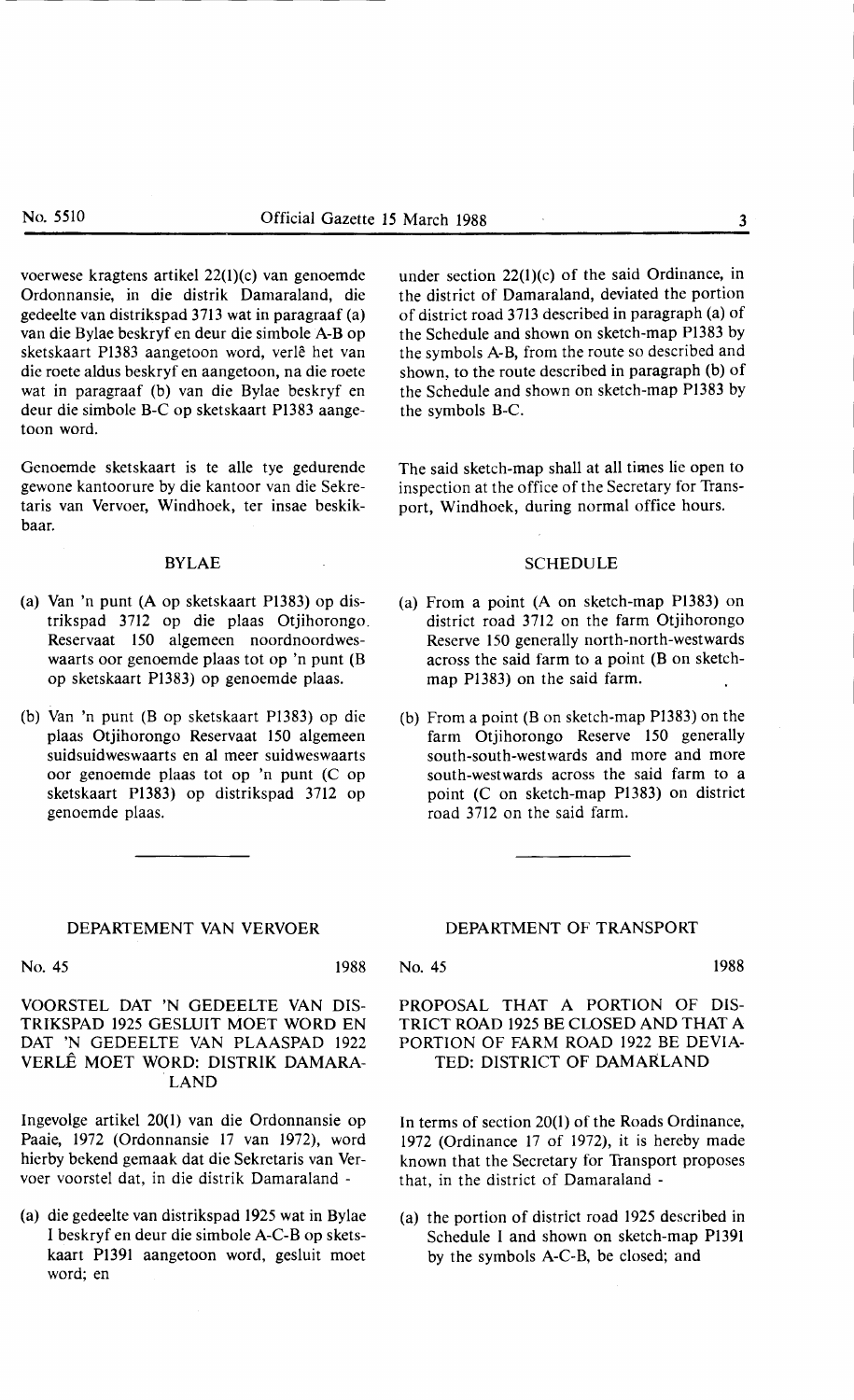voerwese kragtens artikel 22(1)(c) van genoemde Ordonnansie, in die distrik Damaraland, die gedeelte van distrikspad 3713 wat in paragraaf (a) van die Bylae beskryf en deur die simbole A-B op sketskaart P1383 aangetoon word, verlê het van die roete aldus beskryf en aangetoon, na die roete wat in paragraaf (b) van die Bylae beskryf en deur die simbole B-C op sketskaart P1383 aangetoon word.

Genoemde sketskaart is te alle tye gedurende gewone kantoorure by die kantoor van die Sekretaris van Vervoer, Windhoek, ter insae beskikbaar.

BYLAE

(a) Van 'n punt (A op sketskaart P1383) op distrikspad 3712 op die plaas Otjihorongo Reservaat 150 algemeen noordnoordweswaarts oor genoemde plaas tot op 'n punt (B op sketskaart P1383) op genoemde plaas.

(b) Van 'n punt (B op sketskaart P1383) op die plaas Otjihorongo Reservaat 150 algemeen suidsuidweswaarts en al meer suidweswaarts oor genoemde plaas tot op 'n punt (C op sketskaart P1383) op distrikspad 3712 op genoemde plaas.

under section 22(1)(c) of the said Ordinance, in the district of Damaraland, deviated the portion of district road 3713 described in paragraph (a) of the Schedule and shown on sketch-map P1383 by the symbols A-B, from the route so described and shown, to the route described in paragraph (b) of the Schedule and shown on sketch-map P1383 by the symbols B-C.

The said sketch-map shall at all times lie open to inspection at the office of the Secretary for Transport, Windhoek, during normal office hours.

SCHEDULE

(a) From a point (A on sketch-map P1383) on district road 3712 on the farm Otjihorongo Reserve 150 generally north-north-westwards across the said farm to a point (B on sketch-map P1383) on the said farm.

(b) From a point (B on sketch-map P1383) on the farm Otjihorongo Reserve 150 generally south-south-westwards and more and more south-westwards across the said farm to a point (C on sketch-map P1383) on district road 3712 on the said farm.

---

DEPARTEMENT VAN VERVOER

No. 45 1988

VOORSTEL DAT 'N GEDEELTE VAN DISTRIKSPAD 1925 GESLUIT MOET WORD EN DAT 'N GEDEELTE VAN PLAASPAD 1922 VERLÊ MOET WORD: DISTRIK DAMARALAND

Ingevolge artikel 20(1) van die Ordonnansie op Paaie, 1972 (Ordonnansie 17 van 1972), word hierby bekend gemaak dat die Sekretaris van Vervoer voorstel dat, in die distrik Damaraland -

(a) die gedeelte van distrikspad 1925 wat in Bylae I beskryf en deur die simbole A-C-B op sketskaart P1391 aangetoon word, gesluit moet word; en

DEPARTMENT OF TRANSPORT

No. 45 1988

PROPOSAL THAT A PORTION OF DISTRICT ROAD 1925 BE CLOSED AND THAT A PORTION OF FARM ROAD 1922 BE DEVIATED: DISTRICT OF DAMARLAND

In terms of section 20(1) of the Roads Ordinance, 1972 (Ordinance 17 of 1972), it is hereby made known that the Secretary for Transport proposes that, in the district of Damaraland -

(a) the portion of district road 1925 described in Schedule I and shown on sketch-map P1391 by the symbols A-C-B, be closed; and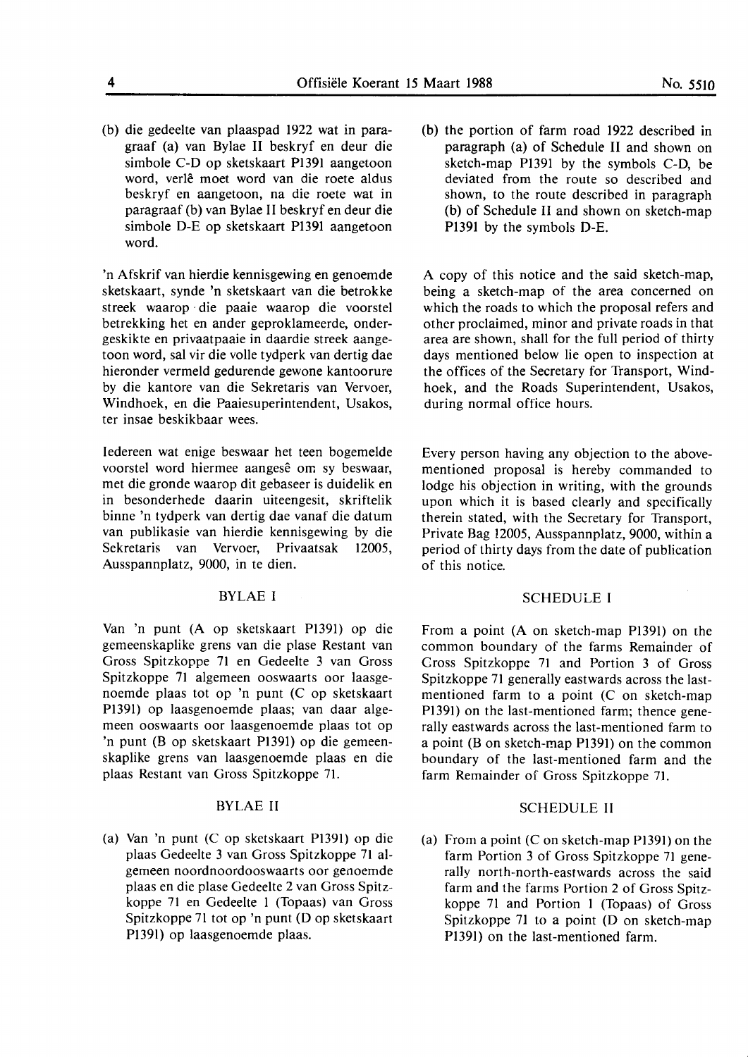(b) die gedeelte van plaaspad 1922 wat in paragraaf (a) van Bylae II beskryf en deur die simbole C-D op sketskaart P1391 aangetoon word, verlê moet word van die roete aldus beskryf en aangetoon, na die roete wat in paragraaf (b) van Bylae II beskryf en deur die simbole D-E op sketskaart P1391 aangetoon word.

'n Afskrif van hierdie kennisgewing en genoemde sketskaart, synde 'n sketskaart van die betrokke streek waarop die paaie waarop die voorstel betrekking het en ander geproklameerde, ondergeskikte en privaatpaaie in daardie streek aangetoon word, sal vir die volle tydperk van dertig dae hieronder vermeld gedurende gewone kantoorure by die kantore van die Sekretaris van Vervoer, Windhoek, en die Paaiesuperintendent, Usakos, ter insae beskikbaar wees.

Iedereen wat enige beswaar het teen bogemelde voorstel word hiermee aangesê om sy beswaar, met die gronde waarop dit gebaseer is duidelik en in besonderhede daarin uiteengesit, skriftelik binne 'n tydperk van dertig dae vanaf die datum van publikasie van hierdie kennisgewing by die Sekretaris van Vervoer, Privaatsak 12005, Ausspannplatz, 9000, in te dien.

## BYLAE I

Van 'n punt (A op sketskaart P1391) op die gemeenskaplike grens van die plase Restant van Gross Spitzkoppe 71 en Gedeelte 3 van Gross Spitzkoppe 71 algemeen ooswaarts oor laasgenoemde plaas tot op 'n punt (C op sketskaart P1391) op laasgenoemde plaas; van daar algemeen ooswaarts oor laasgenoemde plaas tot op 'n punt (B op sketskaart P1391) op die gemeenskaplike grens van laasgenoemde plaas en die plaas Restant van Gross Spitzkoppe 71.

## BYLAE II

(a) Van 'n punt (C op sketskaart P1391) op die plaas Gedeelte 3 van Gross Spitzkoppe 71 algemeen noordnoordooswaarts oor genoemde plaas en die plase Gedeelte 2 van Gross Spitzkoppe 71 en Gedeelte 1 (Topaas) van Gross Spitzkoppe 71 tot op 'n punt (D op sketskaart P1391) op laasgenoemde plaas.

(b) the portion of farm road 1922 described in paragraph (a) of Schedule II and shown on sketch-map P1391 by the symbols C-D, be deviated from the route so described and shown, to the route described in paragraph (b) of Schedule II and shown on sketch-map P1391 by the symbols D-E.

A copy of this notice and the said sketch-map, being a sketch-map of the area concerned on which the roads to which the proposal refers and other proclaimed, minor and private roads in that area are shown, shall for the full period of thirty days mentioned below lie open to inspection at the offices of the Secretary for Transport, Windhoek, and the Roads Superintendent, Usakos, during normal office hours.

Every person having any objection to the abovementioned proposal is hereby commanded to lodge his objection in writing, with the grounds upon which it is based clearly and specifically therein stated, with the Secretary for Transport, Private Bag 12005, Ausspannplatz, 9000, within a period of thirty days from the date of publication of this notice.

## SCHEDULE I

From a point (A on sketch-map P1391) on the common boundary of the farms Remainder of Gross Spitzkoppe 71 and Portion 3 of Gross Spitzkoppe 71 generally eastwards across the last-mentioned farm to a point (C on sketch-map P1391) on the last-mentioned farm; thence generally eastwards across the last-mentioned farm to a point (B on sketch-map P1391) on the common boundary of the last-mentioned farm and the farm Remainder of Gross Spitzkoppe 71.

## SCHEDULE II

(a) From a point (C on sketch-map P1391) on the farm Portion 3 of Gross Spitzkoppe 71 generally north-north-eastwards across the said farm and the farms Portion 2 of Gross Spitzkoppe 71 and Portion 1 (Topaas) of Gross Spitzkoppe 71 to a point (D on sketch-map P1391) on the last-mentioned farm.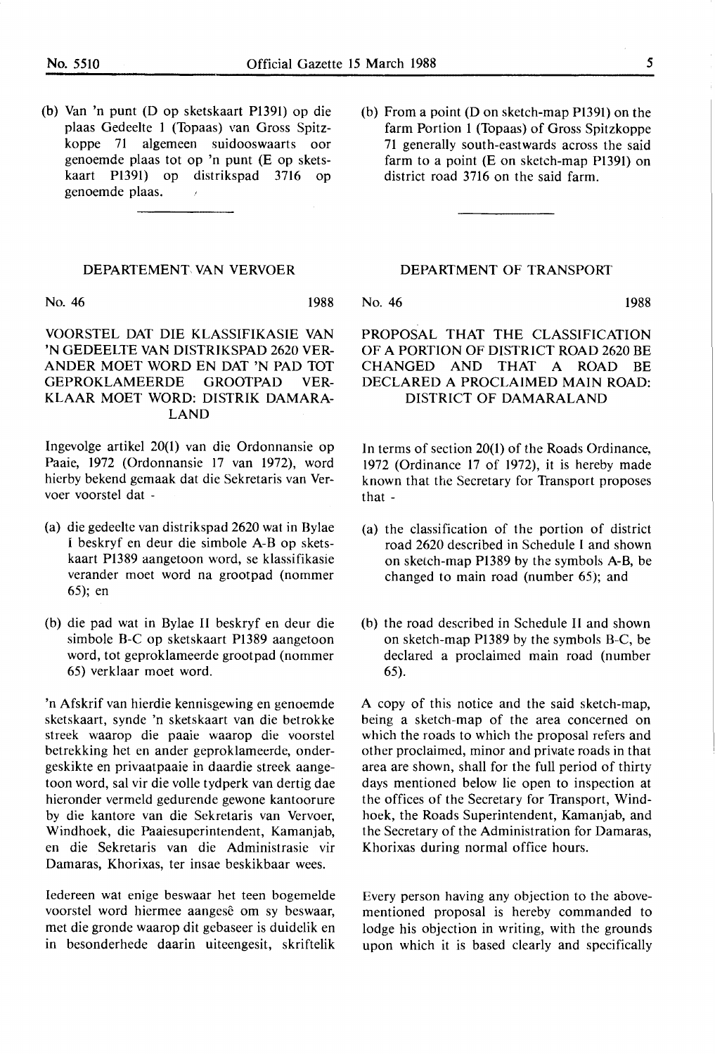(b) Van 'n punt (D op sketskaart P1391) op die plaas Gedeelte 1 (Topaas) van Gross Spitzkoppe 71 algemeen suidooswaarts oor genoemde plaas tot op 'n punt (E op sketskaart P1391) op distrikspad 3716 op genoemde plaas.

(b) From a point (D on sketch-map P1391) on the farm Portion 1 (Topaas) of Gross Spitzkoppe 71 generally south-eastwards across the said farm to a point (E on sketch-map P1391) on district road 3716 on the said farm.

---

## DEPARTEMENT VAN VERVOER

No. 46 1988

### VOORSTEL DAT DIE KLASSIFIKASIE VAN 'N GEDEELTE VAN DISTRIKSPAD 2620 VERANDER MOET WORD EN DAT 'N PAD TOT GEPROKLAMEERDE GROOTPAD VERKLAAR MOET WORD: DISTRIK DAMARALAND

Ingevolge artikel 20(1) van die Ordonnansie op Paaie, 1972 (Ordonnansie 17 van 1972), word hierby bekend gemaak dat die Sekretaris van Vervoer voorstel dat -

(a) die gedeelte van distrikspad 2620 wat in Bylae I beskryf en deur die simbole A-B op sketskaart P1389 aangetoon word, se klassifikasie verander moet word na grootpad (nommer 65); en

(b) die pad wat in Bylae II beskryf en deur die simbole B-C op sketskaart P1389 aangetoon word, tot geproklameerde grootpad (nommer 65) verklaar moet word.

'n Afskrif van hierdie kennisgewing en genoemde sketskaart, synde 'n sketskaart van die betrokke streek waarop die paaie waarop die voorstel betrekking het en ander geproklameerde, ondergeskikte en privaatpaaie in daardie streek aangetoon word, sal vir die volle tydperk van dertig dae hieronder vermeld gedurende gewone kantoorure by die kantore van die Sekretaris van Vervoer, Windhoek, die Paaiesuperintendent, Kamanjab, en die Sekretaris van die Administrasie vir Damaras, Khorixas, ter insae beskikbaar wees.

Iedereen wat enige beswaar het teen bogemelde voorstel word hiermee aangesê om sy beswaar, met die gronde waarop dit gebaseer is duidelik en in besonderhede daarin uiteengesit, skriftelik

## DEPARTMENT OF TRANSPORT

No. 46 1988

### PROPOSAL THAT THE CLASSIFICATION OF A PORTION OF DISTRICT ROAD 2620 BE CHANGED AND THAT A ROAD BE DECLARED A PROCLAIMED MAIN ROAD: DISTRICT OF DAMARALAND

In terms of section 20(1) of the Roads Ordinance, 1972 (Ordinance 17 of 1972), it is hereby made known that the Secretary for Transport proposes that -

(a) the classification of the portion of district road 2620 described in Schedule I and shown on sketch-map P1389 by the symbols A-B, be changed to main road (number 65); and

(b) the road described in Schedule II and shown on sketch-map P1389 by the symbols B-C, be declared a proclaimed main road (number 65).

A copy of this notice and the said sketch-map, being a sketch-map of the area concerned on which the roads to which the proposal refers and other proclaimed, minor and private roads in that area are shown, shall for the full period of thirty days mentioned below lie open to inspection at the offices of the Secretary for Transport, Windhoek, the Roads Superintendent, Kamanjab, and the Secretary of the Administration for Damaras, Khorixas during normal office hours.

Every person having any objection to the above-mentioned proposal is hereby commanded to lodge his objection in writing, with the grounds upon which it is based clearly and specifically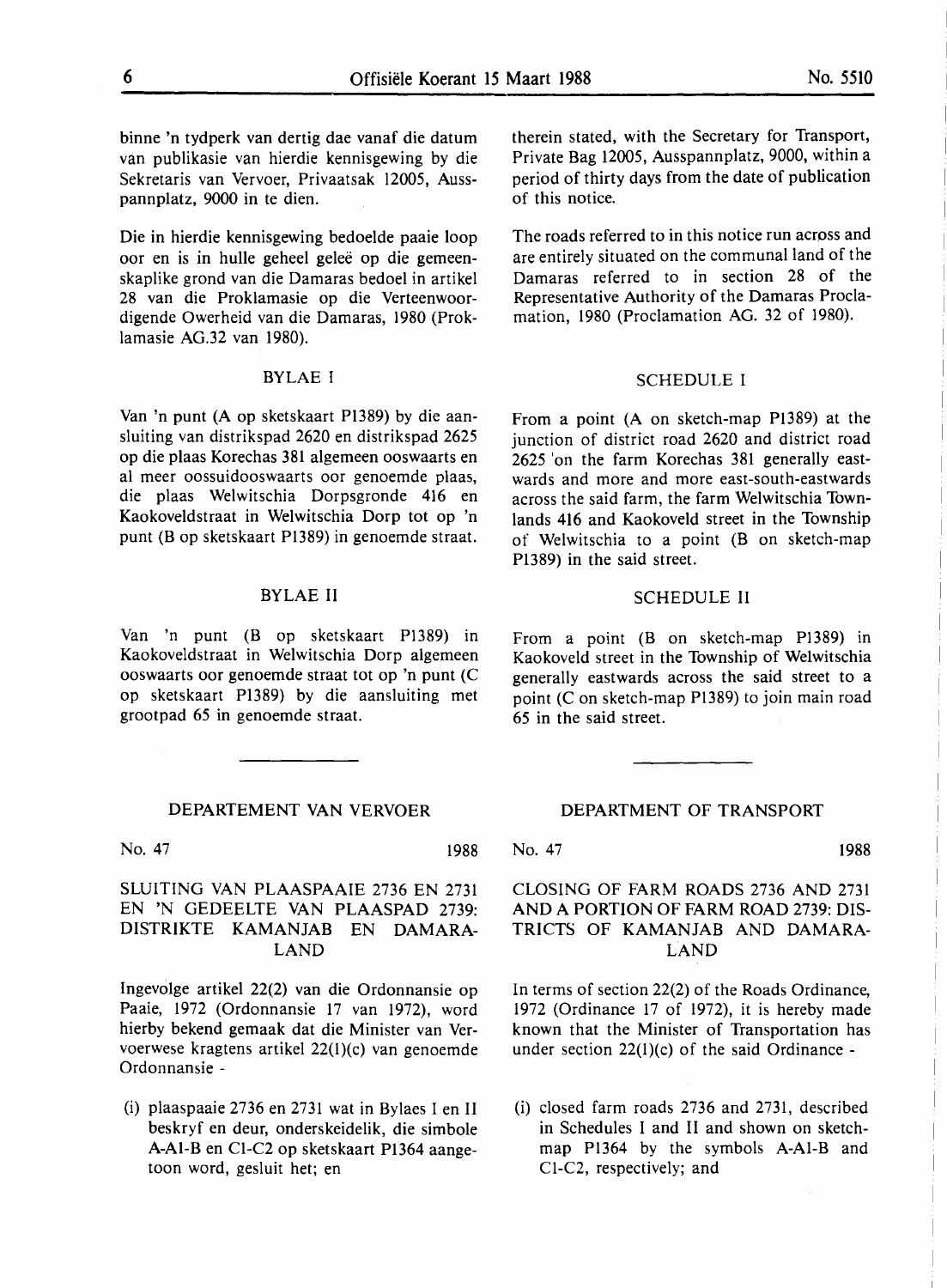binne 'n tydperk van dertig dae vanaf die datum van publikasie van hierdie kennisgewing by die Sekretaris van Vervoer, Privaatsak 12005, Ausspannplatz, 9000 in te dien.

Die in hierdie kennisgewing bedoelde paaie loop oor en is in hulle geheel geleë op die gemeenskaplike grond van die Damaras bedoel in artikel 28 van die Proklamasie op die Verteenwoordigende Owerheid van die Damaras, 1980 (Proklamasie AG.32 van 1980).

BYLAE I

Van 'n punt (A op sketskaart P1389) by die aansluiting van distrikspad 2620 en distrikspad 2625 op die plaas Korechas 381 algemeen ooswaarts en al meer oossuidooswaarts oor genoemde plaas, die plaas Welwitschia Dorpsgronde 416 en Kaokoveldstraat in Welwitschia Dorp tot op 'n punt (B op sketskaart P1389) in genoemde straat.

BYLAE II

Van 'n punt (B op sketskaart P1389) in Kaokoveldstraat in Welwitschia Dorp algemeen ooswaarts oor genoemde straat tot op 'n punt (C op sketskaart P1389) by die aansluiting met grootpad 65 in genoemde straat.

therein stated, with the Secretary for Transport, Private Bag 12005, Ausspannplatz, 9000, within a period of thirty days from the date of publication of this notice.

The roads referred to in this notice run across and are entirely situated on the communal land of the Damaras referred to in section 28 of the Representative Authority of the Damaras Proclamation, 1980 (Proclamation AG. 32 of 1980).

SCHEDULE I

From a point (A on sketch-map P1389) at the junction of district road 2620 and district road 2625 on the farm Korechas 381 generally eastwards and more and more east-south-eastwards across the said farm, the farm Welwitschia Townlands 416 and Kaokoveld street in the Township of Welwitschia to a point (B on sketch-map P1389) in the said street.

SCHEDULE II

From a point (B on sketch-map P1389) in Kaokoveld street in the Township of Welwitschia generally eastwards across the said street to a point (C on sketch-map P1389) to join main road 65 in the said street.

---

DEPARTEMENT VAN VERVOER

No. 47 1988

SLUITING VAN PLAASPAAIE 2736 EN 2731 EN 'N GEDEELTE VAN PLAASPAD 2739: DISTRIKTE KAMANJAB EN DAMARALAND

Ingevolge artikel 22(2) van die Ordonnansie op Paaie, 1972 (Ordonnansie 17 van 1972), word hierby bekend gemaak dat die Minister van Vervoerwese kragtens artikel 22(1)(c) van genoemde Ordonnansie -

(i) plaaspaaie 2736 en 2731 wat in Bylaes I en II beskryf en deur, onderskeidelik, die simbole A-A1-B en C1-C2 op sketskaart P1364 aangetoon word, gesluit het; en

DEPARTMENT OF TRANSPORT

No. 47 1988

CLOSING OF FARM ROADS 2736 AND 2731 AND A PORTION OF FARM ROAD 2739: DISTRICTS OF KAMANJAB AND DAMARALAND

In terms of section 22(2) of the Roads Ordinance, 1972 (Ordinance 17 of 1972), it is hereby made known that the Minister of Transportation has under section 22(1)(c) of the said Ordinance -

(i) closed farm roads 2736 and 2731, described in Schedules I and II and shown on sketch-map P1364 by the symbols A-A1-B and C1-C2, respectively; and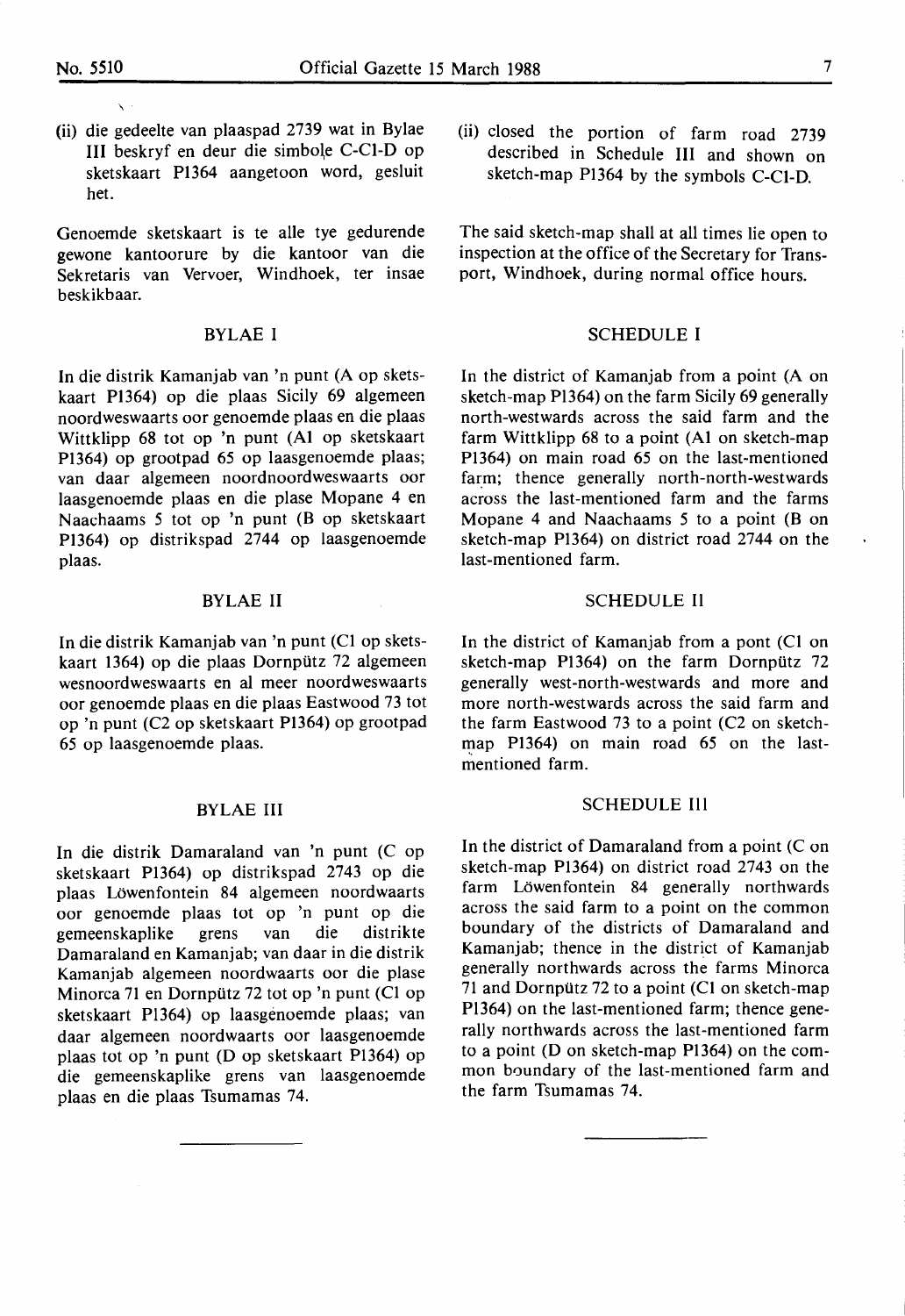(ii) die gedeelte van plaaspad 2739 wat in Bylae III beskryf en deur die simbole C-C1-D op sketskaart P1364 aangetoon word, gesluit het.

Genoemde sketskaart is te alle tye gedurende gewone kantoorure by die kantoor van die Sekretaris van Vervoer, Windhoek, ter insae beskikbaar.

## BYLAE I

In die distrik Kamanjab van 'n punt (A op sketskaart P1364) op die plaas Sicily 69 algemeen noordweswaarts oor genoemde plaas en die plaas Wittklipp 68 tot op 'n punt (A1 op sketskaart P1364) op grootpad 65 op laasgenoemde plaas; van daar algemeen noordnoordweswaarts oor laasgenoemde plaas en die plase Mopane 4 en Naachaams 5 tot op 'n punt (B op sketskaart P1364) op distrikspad 2744 op laasgenoemde plaas.

## BYLAE II

In die distrik Kamanjab van 'n punt (C1 op sketskaart 1364) op die plaas Dornpütz 72 algemeen wesnoordweswaarts en al meer noordweswaarts oor genoemde plaas en die plaas Eastwood 73 tot op 'n punt (C2 op sketskaart P1364) op grootpad 65 op laasgenoemde plaas.

## BYLAE III

In die distrik Damaraland van 'n punt (C op sketskaart P1364) op distrikspad 2743 op die plaas Löwenfontein 84 algemeen noordwaarts oor genoemde plaas tot op 'n punt op die gemeenskaplike grens van die distrikte Damaraland en Kamanjab; van daar in die distrik Kamanjab algemeen noordwaarts oor die plase Minorca 71 en Dornpütz 72 tot op 'n punt (C1 op sketskaart P1364) op laasgenoemde plaas; van daar algemeen noordwaarts oor laasgenoemde plaas tot op 'n punt (D op sketskaart P1364) op die gemeenskaplike grens van laasgenoemde plaas en die plaas Tsumamas 74.

---

(ii) closed the portion of farm road 2739 described in Schedule III and shown on sketch-map P1364 by the symbols C-C1-D.

The said sketch-map shall at all times lie open to inspection at the office of the Secretary for Transport, Windhoek, during normal office hours.

## SCHEDULE I

In the district of Kamanjab from a point (A on sketch-map P1364) on the farm Sicily 69 generally north-westwards across the said farm and the farm Wittklipp 68 to a point (A1 on sketch-map P1364) on main road 65 on the last-mentioned farm; thence generally north-north-westwards across the last-mentioned farm and the farms Mopane 4 and Naachaams 5 to a point (B on sketch-map P1364) on district road 2744 on the last-mentioned farm.

## SCHEDULE II

In the district of Kamanjab from a pont (C1 on sketch-map P1364) on the farm Dornpütz 72 generally west-north-westwards and more and more north-westwards across the said farm and the farm Eastwood 73 to a point (C2 on sketch-map P1364) on main road 65 on the last-mentioned farm.

## SCHEDULE III

In the district of Damaraland from a point (C on sketch-map P1364) on district road 2743 on the farm Löwenfontein 84 generally northwards across the said farm to a point on the common boundary of the districts of Damaraland and Kamanjab; thence in the district of Kamanjab generally northwards across the farms Minorca 71 and Dornpütz 72 to a point (C1 on sketch-map P1364) on the last-mentioned farm; thence generally northwards across the last-mentioned farm to a point (D on sketch-map P1364) on the common boundary of the last-mentioned farm and the farm Tsumamas 74.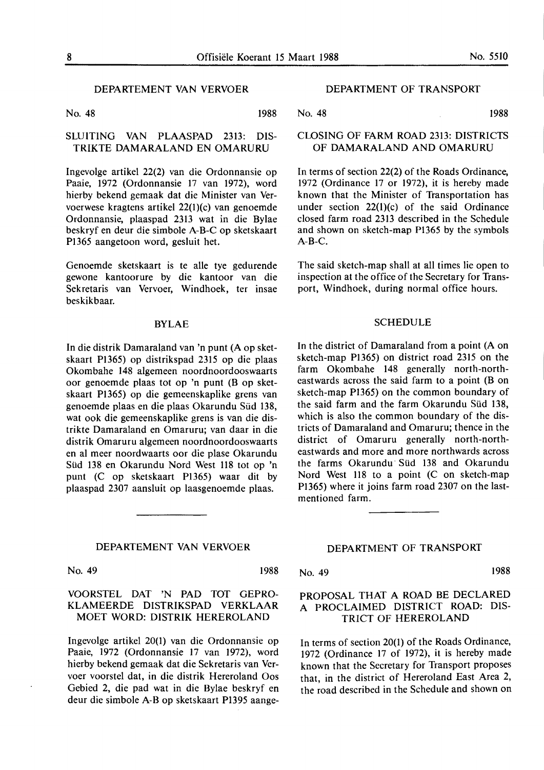## DEPARTEMENT VAN VERVOER

No. 48 1988

### SLUITING VAN PLAASPAD 2313: DISTRIKTE DAMARALAND EN OMARURU

Ingevolge artikel 22(2) van die Ordonnansie op Paaie, 1972 (Ordonnansie 17 van 1972), word hierby bekend gemaak dat die Minister van Vervoerwese kragtens artikel 22(1)(c) van genoemde Ordonnansie, plaaspad 2313 wat in die Bylae beskryf en deur die simbole A-B-C op sketskaart P1365 aangetoon word, gesluit het.

Genoemde sketskaart is te alle tye gedurende gewone kantoorure by die kantoor van die Sekretaris van Vervoer, Windhoek, ter insae beskikbaar.

#### BYLAE

In die distrik Damaraland van 'n punt (A op sketskaart P1365) op distrikspad 2315 op die plaas Okombahe 148 algemeen noordnoordooswaarts oor genoemde plaas tot op 'n punt (B op sketskaart P1365) op die gemeenskaplike grens van genoemde plaas en die plaas Okarundu Süd 138, wat ook die gemeenskaplike grens is van die distrikte Damaraland en Omaruru; van daar in die distrik Omaruru algemeen noordnoordooswaarts en al meer noordwaarts oor die plase Okarundu Süd 138 en Okarundu Nord West 118 tot op 'n punt (C op sketskaart P1365) waar dit by plaaspad 2307 aansluit op laasgenoemde plaas.

## DEPARTMENT OF TRANSPORT

No. 48 1988

### CLOSING OF FARM ROAD 2313: DISTRICTS OF DAMARALAND AND OMARURU

In terms of section 22(2) of the Roads Ordinance, 1972 (Ordinance 17 or 1972), it is hereby made known that the Minister of Transportation has under section 22(1)(c) of the said Ordinance closed farm road 2313 described in the Schedule and shown on sketch-map P1365 by the symbols A-B-C.

The said sketch-map shall at all times lie open to inspection at the office of the Secretary for Transport, Windhoek, during normal office hours.

#### SCHEDULE

In the district of Damaraland from a point (A on sketch-map P1365) on district road 2315 on the farm Okombahe 148 generally north-northeastwards across the said farm to a point (B on sketch-map P1365) on the common boundary of the said farm and the farm Okarundu Süd 138, which is also the common boundary of the districts of Damaraland and Omaruru; thence in the district of Omaruru generally north-northeastwards and more and more northwards across the farms Okarundu Süd 138 and Okarundu Nord West 118 to a point (C on sketch-map P1365) where it joins farm road 2307 on the last-mentioned farm.

---

## DEPARTEMENT VAN VERVOER

No. 49 1988

### VOORSTEL DAT 'N PAD TOT GEPROKLAMEERDE DISTRIKSPAD VERKLAAR MOET WORD: DISTRIK HEREROLAND

Ingevolge artikel 20(1) van die Ordonnansie op Paaie, 1972 (Ordonnansie 17 van 1972), word hierby bekend gemaak dat die Sekretaris van Vervoer voorstel dat, in die distrik Hereroland Oos Gebied 2, die pad wat in die Bylae beskryf en deur die simbole A-B op sketskaart P1395 aange-

## DEPARTMENT OF TRANSPORT

No. 49 1988

### PROPOSAL THAT A ROAD BE DECLARED A PROCLAIMED DISTRICT ROAD: DISTRICT OF HEREROLAND

In terms of section 20(1) of the Roads Ordinance, 1972 (Ordinance 17 of 1972), it is hereby made known that the Secretary for Transport proposes that, in the district of Hereroland East Area 2, the road described in the Schedule and shown on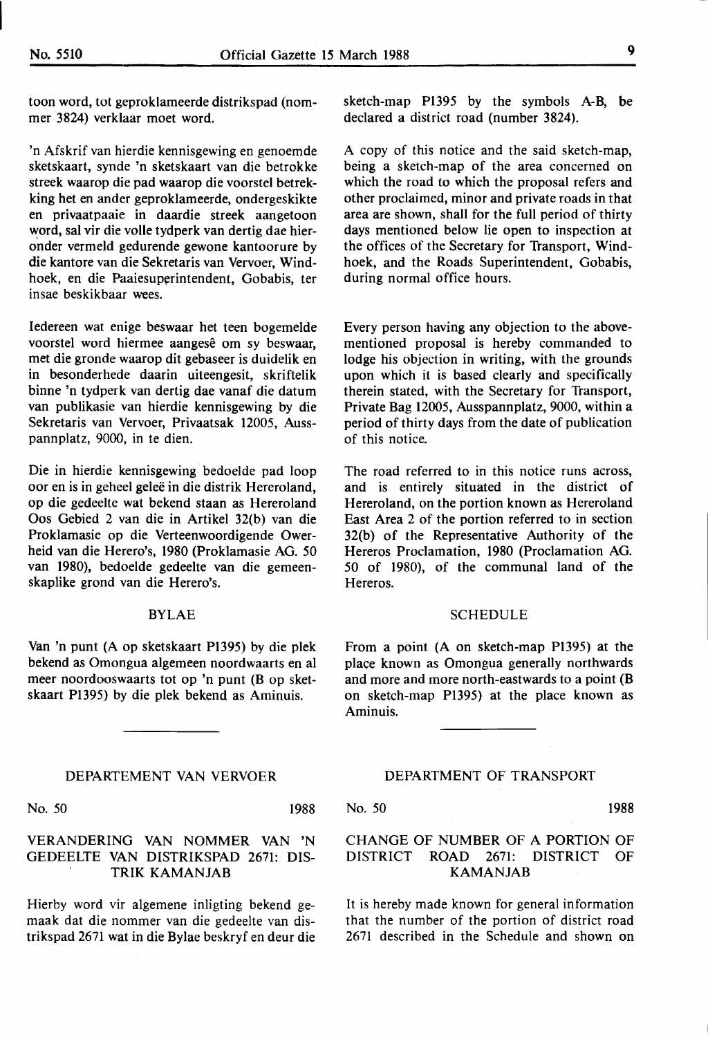toon word, tot geproklameerde distrikspad (nommer 3824) verklaar moet word.

'n Afskrif van hierdie kennisgewing en genoemde sketskaart, synde 'n sketskaart van die betrokke streek waarop die pad waarop die voorstel betrekking het en ander geproklameerde, ondergeskikte en privaatpaaie in daardie streek aangetoon word, sal vir die volle tydperk van dertig dae hieronder vermeld gedurende gewone kantoorure by die kantore van die Sekretaris van Vervoer, Windhoek, en die Paaiesuperintendent, Gobabis, ter insae beskikbaar wees.

Iedereen wat enige beswaar het teen bogemelde voorstel word hiermee aangesê om sy beswaar, met die gronde waarop dit gebaseer is duidelik en in besonderhede daarin uiteengesit, skriftelik binne 'n tydperk van dertig dae vanaf die datum van publikasie van hierdie kennisgewing by die Sekretaris van Vervoer, Privaatsak 12005, Ausspannplatz, 9000, in te dien.

Die in hierdie kennisgewing bedoelde pad loop oor en is in geheel geleë in die distrik Hereroland, op die gedeelte wat bekend staan as Hereroland Oos Gebied 2 van die in Artikel 32(b) van die Proklamasie op die Verteenwoordigende Owerheid van die Herero's, 1980 (Proklamasie AG. 50 van 1980), bedoelde gedeelte van die gemeenskaplike grond van die Herero's.

BYLAE

Van 'n punt (A op sketskaart P1395) by die plek bekend as Omongua algemeen noordwaarts en al meer noordooswaarts tot op 'n punt (B op sketskaart P1395) by die plek bekend as Aminuis.

sketch-map P1395 by the symbols A-B, be declared a district road (number 3824).

A copy of this notice and the said sketch-map, being a sketch-map of the area concerned on which the road to which the proposal refers and other proclaimed, minor and private roads in that area are shown, shall for the full period of thirty days mentioned below lie open to inspection at the offices of the Secretary for Transport, Windhoek, and the Roads Superintendent, Gobabis, during normal office hours.

Every person having any objection to the above-mentioned proposal is hereby commanded to lodge his objection in writing, with the grounds upon which it is based clearly and specifically therein stated, with the Secretary for Transport, Private Bag 12005, Ausspannplatz, 9000, within a period of thirty days from the date of publication of this notice.

The road referred to in this notice runs across, and is entirely situated in the district of Hereroland, on the portion known as Hereroland East Area 2 of the portion referred to in section 32(b) of the Representative Authority of the Hereros Proclamation, 1980 (Proclamation AG. 50 of 1980), of the communal land of the Hereros.

SCHEDULE

From a point (A on sketch-map P1395) at the place known as Omongua generally northwards and more and more north-eastwards to a point (B on sketch-map P1395) at the place known as Aminuis.

---

DEPARTEMENT VAN VERVOER

No. 50 1988

VERANDERING VAN NOMMER VAN 'N GEDEELTE VAN DISTRIKSPAD 2671: DISTRIK KAMANJAB

Hierby word vir algemene inligting bekend gemaak dat die nommer van die gedeelte van distrikspad 2671 wat in die Bylae beskryf en deur die

DEPARTMENT OF TRANSPORT

No. 50 1988

CHANGE OF NUMBER OF A PORTION OF DISTRICT ROAD 2671: DISTRICT OF KAMANJAB

It is hereby made known for general information that the number of the portion of district road 2671 described in the Schedule and shown on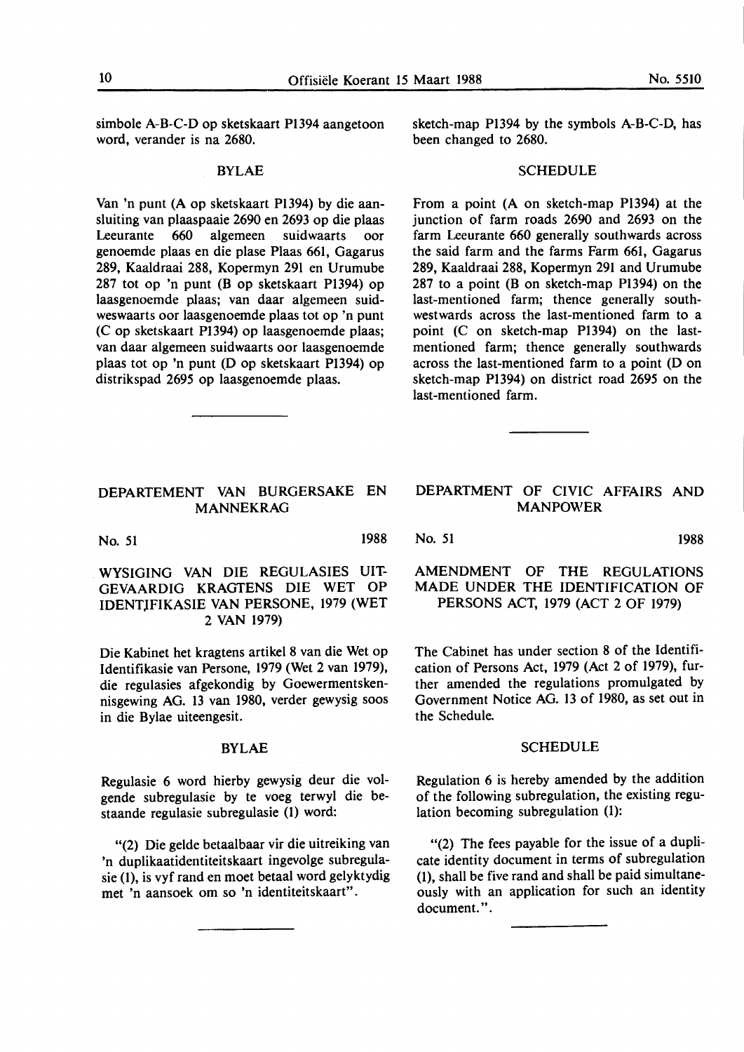simbole A-B-C-D op sketskaart P1394 aangetoon word, verander is na 2680.

### BYLAE

Van 'n punt (A op sketskaart P1394) by die aansluiting van plaaspaaie 2690 en 2693 op die plaas Leeurante 660 algemeen suidwaarts oor genoemde plaas en die plase Plaas 661, Gagarus 289, Kaaldraai 288, Kopermyn 291 en Urumube 287 tot op 'n punt (B op sketskaart P1394) op laasgenoemde plaas; van daar algemeen suidweswaarts oor laasgenoemde plaas tot op 'n punt (C op sketskaart P1394) op laasgenoemde plaas; van daar algemeen suidwaarts oor laasgenoemde plaas tot op 'n punt (D op sketskaart P1394) op distrikspad 2695 op laasgenoemde plaas.

sketch-map P1394 by the symbols A-B-C-D, has been changed to 2680.

### SCHEDULE

From a point (A on sketch-map P1394) at the junction of farm roads 2690 and 2693 on the farm Leeurante 660 generally southwards across the said farm and the farms Farm 661, Gagarus 289, Kaaldraai 288, Kopermyn 291 and Urumube 287 to a point (B on sketch-map P1394) on the last-mentioned farm; thence generally southwestwards across the last-mentioned farm to a point (C on sketch-map P1394) on the last-mentioned farm; thence generally southwards across the last-mentioned farm to a point (D on sketch-map P1394) on district road 2695 on the last-mentioned farm.

---

## DEPARTEMENT VAN BURGERSAKE EN MANNEKRAG

No. 51 1988

### WYSIGING VAN DIE REGULASIES UITGEVAARDIG KRAGTENS DIE WET OP IDENTIFIKASIE VAN PERSONE, 1979 (WET 2 VAN 1979)

Die Kabinet het kragtens artikel 8 van die Wet op Identifikasie van Persone, 1979 (Wet 2 van 1979), die regulasies afgekondig by Goewermentskennisgewing AG. 13 van 1980, verder gewysig soos in die Bylae uiteengesit.

### BYLAE

Regulasie 6 word hierby gewysig deur die volgende subregulasie by te voeg terwyl die bestaande regulasie subregulasie (1) word:

"(2) Die gelde betaalbaar vir die uitreiking van 'n duplikaatidentiteitskaart ingevolge subregulasie (1), is vyf rand en moet betaal word gelyktydig met 'n aansoek om so 'n identiteitskaart".

## DEPARTMENT OF CIVIC AFFAIRS AND MANPOWER

No. 51 1988

### AMENDMENT OF THE REGULATIONS MADE UNDER THE IDENTIFICATION OF PERSONS ACT, 1979 (ACT 2 OF 1979)

The Cabinet has under section 8 of the Identification of Persons Act, 1979 (Act 2 of 1979), further amended the regulations promulgated by Government Notice AG. 13 of 1980, as set out in the Schedule.

### SCHEDULE

Regulation 6 is hereby amended by the addition of the following subregulation, the existing regulation becoming subregulation (1):

"(2) The fees payable for the issue of a duplicate identity document in terms of subregulation (1), shall be five rand and shall be paid simultaneously with an application for such an identity document.".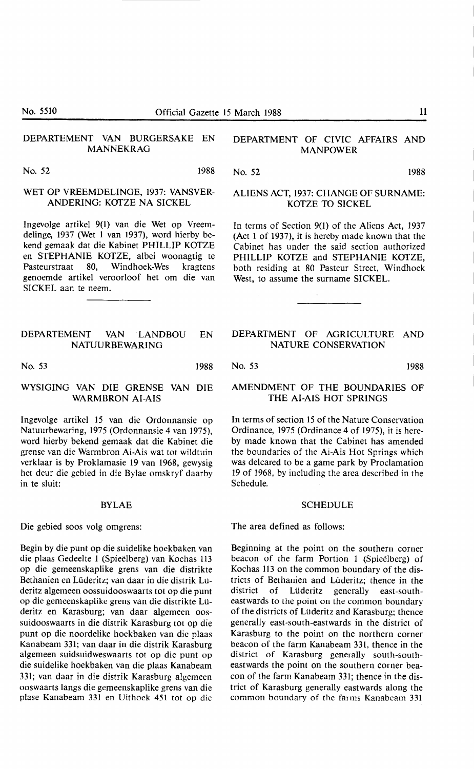## DEPARTEMENT VAN BURGERSAKE EN MANNEKRAG

No. 52 1988

### WET OP VREEMDELINGE, 1937: VANSVERANDERING: KOTZE NA SICKEL

Ingevolge artikel 9(1) van die Wet op Vreemdelinge, 1937 (Wet 1 van 1937), word hierby bekend gemaak dat die Kabinet PHILLIP KOTZE en STEPHANIE KOTZE, albei woonagtig te Pasteurstraat 80, Windhoek-Wes kragtens genoemde artikel veroorloof het om die van SICKEL aan te neem.

## DEPARTMENT OF CIVIC AFFAIRS AND MANPOWER

No. 52 1988

### ALIENS ACT, 1937: CHANGE OF SURNAME: KOTZE TO SICKEL

In terms of Section 9(1) of the Aliens Act, 1937 (Act 1 of 1937), it is hereby made known that the Cabinet has under the said section authorized PHILLIP KOTZE and STEPHANIE KOTZE, both residing at 80 Pasteur Street, Windhoek West, to assume the surname SICKEL.

## DEPARTEMENT VAN LANDBOU EN NATUURBEWARING

No. 53 1988

### WYSIGING VAN DIE GRENSE VAN DIE WARMBRON AI-AIS

Ingevolge artikel 15 van die Ordonnansie op Natuurbewaring, 1975 (Ordonnansie 4 van 1975), word hierby bekend gemaak dat die Kabinet die grense van die Warmbron Ai-Ais wat tot wildtuin verklaar is by Proklamasie 19 van 1968, gewysig het deur die gebied in die Bylae omskryf daarby in te sluit:

#### BYLAE

Die gebied soos volg omgrens:

Begin by die punt op die suidelike hoekbaken van die plaas Gedeelte 1 (Spieëlberg) van Kochas 113 op die gemeenskaplike grens van die distrikte Bethanien en Lüderitz; van daar in die distrik Lüderitz algemeen oossuidooswaarts tot op die punt op die gemeenskaplike grens van die distrikte Lüderitz en Karasburg; van daar algemeen oossuidooswaarts in die distrik Karasburg tot op die punt op die noordelike hoekbaken van die plaas Kanabeam 331; van daar in die distrik Karasburg algemeen suidsuidweswaarts tot op die punt op die suidelike hoekbaken van die plaas Kanabeam 331; van daar in die distrik Karasburg algemeen ooswaarts langs die gemeenskaplike grens van die plase Kanabeam 331 en Uithoek 451 tot op die

## DEPARTMENT OF AGRICULTURE AND NATURE CONSERVATION

No. 53 1988

### AMENDMENT OF THE BOUNDARIES OF THE AI-AIS HOT SPRINGS

In terms of section 15 of the Nature Conservation Ordinance, 1975 (Ordinance 4 of 1975), it is hereby made known that the Cabinet has amended the boundaries of the Ai-Ais Hot Springs which was delcared to be a game park by Proclamation 19 of 1968, by including the area described in the Schedule.

#### SCHEDULE

The area defined as follows:

Beginning at the point on the southern corner beacon of the farm Portion 1 (Spieëlberg) of Kochas 113 on the common boundary of the districts of Bethanien and Lüderitz; thence in the district of Lüderitz generally east-south-eastwards to the point on the common boundary of the districts of Lüderitz and Karasburg; thence generally east-south-eastwards in the district of Karasburg to the point on the northern corner beacon of the farm Kanabeam 331, thence in the district of Karasburg generally south-south-eastwards the point on the southern corner beacon of the farm Kanabeam 331; thence in the district of Karasburg generally eastwards along the common boundary of the farms Kanabeam 331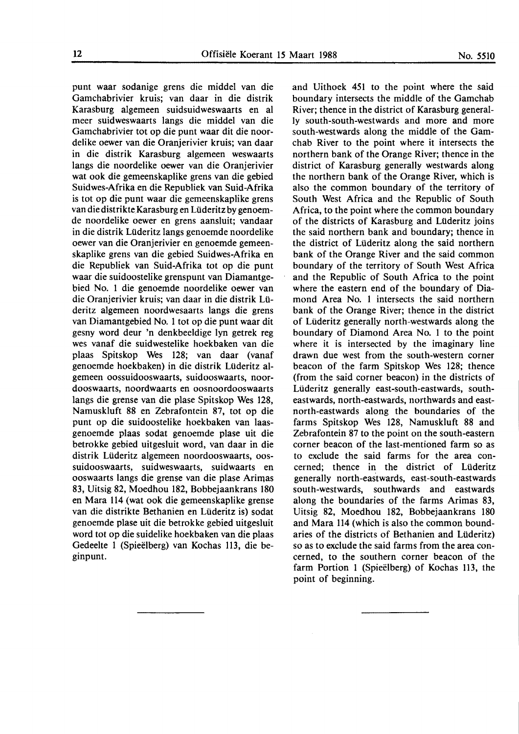punt waar sodanige grens die middel van die Gamchabrivier kruis; van daar in die distrik Karasburg algemeen suidsuidweswaarts en al meer suidweswaarts langs die middel van die Gamchabrivier tot op die punt waar dit die noordelike oewer van die Oranjerivier kruis; van daar in die distrik Karasburg algemeen weswaarts langs die noordelike oewer van die Oranjerivier wat ook die gemeenskaplike grens van die gebied Suidwes-Afrika en die Republiek van Suid-Afrika is tot op die punt waar die gemeenskaplike grens van die distrikte Karasburg en Lüderitz by genoemde noordelike oewer en grens aansluit; vandaar in die distrik Lüderitz langs genoemde noordelike oewer van die Oranjerivier en genoemde gemeenskaplike grens van die gebied Suidwes-Afrika en die Republiek van Suid-Afrika tot op die punt waar die suidoostelike grenspunt van Diamantgebied No. 1 die genoemde noordelike oewer van die Oranjerivier kruis; van daar in die distrik Lüderitz algemeen noordwesaarts langs die grens van Diamantgebied No. 1 tot op die punt waar dit gesny word deur 'n denkbeeldige lyn getrek reg wes vanaf die suidwestelike hoekbaken van die plaas Spitskop Wes 128; van daar (vanaf genoemde hoekbaken) in die distrik Lüderitz algemeen oossuidooswaarts, suidooswaarts, noordooswaarts, noordwaarts en oosnoordooswaarts langs die grense van die plase Spitskop Wes 128, Namuskluft 88 en Zebrafontein 87, tot op die punt op die suidoostelike hoekbaken van laasgenoemde plaas sodat genoemde plase uit die betrokke gebied uitgesluit word, van daar in die distrik Lüderitz algemeen noordooswaarts, oossuidooswaarts, suidweswaarts, suidwaarts en ooswaarts langs die grense van die plase Arimas 83, Uitsig 82, Moedhou 182, Bobbejaankrans 180 en Mara 114 (wat ook die gemeenskaplike grense van die distrikte Bethanien en Lüderitz is) sodat genoemde plase uit die betrokke gebied uitgesluit word tot op die suidelike hoekbaken van die plaas Gedeelte 1 (Spieëlberg) van Kochas 113, die beginpunt.

and Uithoek 451 to the point where the said boundary intersects the middle of the Gamchab River; thence in the district of Karasburg generally south-south-westwards and more and more south-westwards along the middle of the Gamchab River to the point where it intersects the northern bank of the Orange River; thence in the district of Karasburg generally westwards along the northern bank of the Orange River, which is also the common boundary of the territory of South West Africa and the Republic of South Africa, to the point where the common boundary of the districts of Karasburg and Lüderitz joins the said northern bank and boundary; thence in the district of Lüderitz along the said northern bank of the Orange River and the said common boundary of the territory of South West Africa and the Republic of South Africa to the point where the eastern end of the boundary of Diamond Area No. 1 intersects the said northern bank of the Orange River; thence in the district of Lüderitz generally north-westwards along the boundary of Diamond Area No. 1 to the point where it is intersected by the imaginary line drawn due west from the south-western corner beacon of the farm Spitskop Wes 128; thence (from the said corner beacon) in the districts of Lüderitz generally east-south-eastwards, south-eastwards, north-eastwards, northwards and east-north-eastwards along the boundaries of the farms Spitskop Wes 128, Namuskluft 88 and Zebrafontein 87 to the point on the south-eastern corner beacon of the last-mentioned farm so as to exclude the said farms for the area concerned; thence in the district of Lüderitz generally north-eastwards, east-south-eastwards south-westwards, southwards and eastwards along the boundaries of the farms Arimas 83, Uitsig 82, Moedhou 182, Bobbejaankrans 180 and Mara 114 (which is also the common boundaries of the districts of Bethanien and Lüderitz) so as to exclude the said farms from the area concerned, to the southern corner beacon of the farm Portion 1 (Spieëlberg) of Kochas 113, the point of beginning.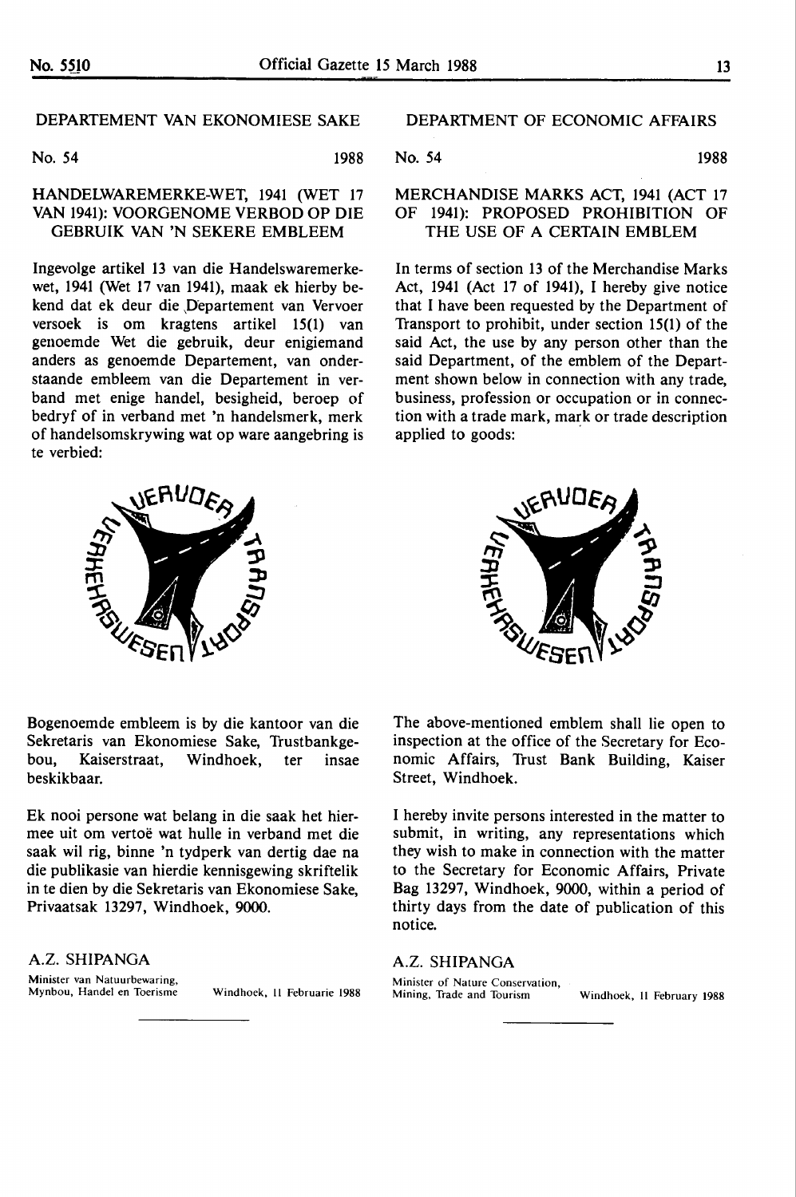## DEPARTEMENT VAN EKONOMIESE SAKE

No. 54 1988

### HANDELWAREMERKE-WET, 1941 (WET 17 VAN 1941): VOORGENOME VERBOD OP DIE GEBRUIK VAN 'N SEKERE EMBLEEM

Ingevolge artikel 13 van die Handelswaremerkewet, 1941 (Wet 17 van 1941), maak ek hierby bekend dat ek deur die Departement van Vervoer versoek is om kragtens artikel 15(1) van genoemde Wet die gebruik, deur enigiemand anders as genoemde Departement, van onderstaande embleem van die Departement in verband met enige handel, besigheid, beroep of bedryf of in verband met 'n handelsmerk, merk of handelsomskrywing wat op ware aangebring is te verbied:

Bogenoemde embleem is by die kantoor van die Sekretaris van Ekonomiese Sake, Trustbankgebou, Kaiserstraat, Windhoek, ter insae beskikbaar.

Ek nooi persone wat belang in die saak het hiermee uit om vertoë wat hulle in verband met die saak wil rig, binne 'n tydperk van dertig dae na die publikasie van hierdie kennisgewing skriftelik in te dien by die Sekretaris van Ekonomiese Sake, Privaatsak 13297, Windhoek, 9000.

A.Z. SHIPANGA

Minister van Natuurbewaring, Mynbou, Handel en Toerisme

Windhoek, 11 Februarie 1988

---

## DEPARTMENT OF ECONOMIC AFFAIRS

No. 54 1988

### MERCHANDISE MARKS ACT, 1941 (ACT 17 OF 1941): PROPOSED PROHIBITION OF THE USE OF A CERTAIN EMBLEM

In terms of section 13 of the Merchandise Marks Act, 1941 (Act 17 of 1941), I hereby give notice that I have been requested by the Department of Transport to prohibit, under section 15(1) of the said Act, the use by any person other than the said Department, of the emblem of the Department shown below in connection with any trade, business, profession or occupation or in connection with a trade mark, mark or trade description applied to goods:

The above-mentioned emblem shall lie open to inspection at the office of the Secretary for Economic Affairs, Trust Bank Building, Kaiser Street, Windhoek.

I hereby invite persons interested in the matter to submit, in writing, any representations which they wish to make in connection with the matter to the Secretary for Economic Affairs, Private Bag 13297, Windhoek, 9000, within a period of thirty days from the date of publication of this notice.

A.Z. SHIPANGA

Minister of Nature Conservation, Mining, Trade and Tourism

Windhoek, 11 February 1988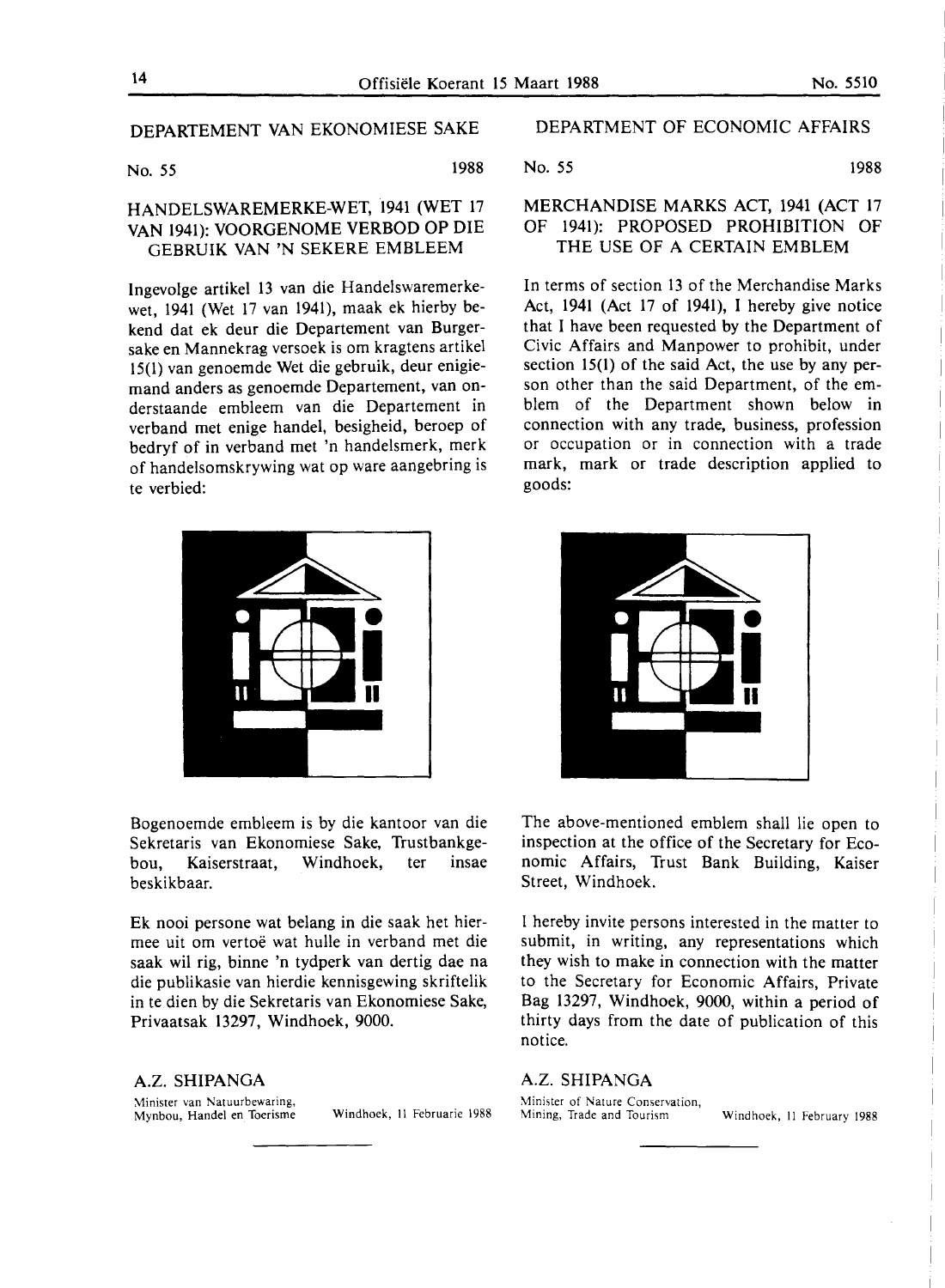## DEPARTEMENT VAN EKONOMIESE SAKE

No. 55 1988

### HANDELSWAREMERKE-WET, 1941 (WET 17 VAN 1941): VOORGENOME VERBOD OP DIE GEBRUIK VAN 'N SEKERE EMBLEEM

Ingevolge artikel 13 van die Handelswaremerkewet, 1941 (Wet 17 van 1941), maak ek hierby bekend dat ek deur die Departement van Burgersake en Mannekrag versoek is om kragtens artikel 15(1) van genoemde Wet die gebruik, deur enigiemand anders as genoemde Departement, van onderstaande embleem van die Departement in verband met enige handel, besigheid, beroep of bedryf of in verband met 'n handelsmerk, merk of handelsomskrywing wat op ware aangebring is te verbied:

Bogenoemde embleem is by die kantoor van die Sekretaris van Ekonomiese Sake, Trustbankgebou, Kaiserstraat, Windhoek, ter insae beskikbaar.

Ek nooi persone wat belang in die saak het hiermee uit om vertoë wat hulle in verband met die saak wil rig, binne 'n tydperk van dertig dae na die publikasie van hierdie kennisgewing skriftelik in te dien by die Sekretaris van Ekonomiese Sake, Privaatsak 13297, Windhoek, 9000.

**A.Z. SHIPANGA**

Minister van Natuurbewaring, Mynbou, Handel en Toerisme

Windhoek, 11 Februarie 1988

## DEPARTMENT OF ECONOMIC AFFAIRS

No. 55 1988

### MERCHANDISE MARKS ACT, 1941 (ACT 17 OF 1941): PROPOSED PROHIBITION OF THE USE OF A CERTAIN EMBLEM

In terms of section 13 of the Merchandise Marks Act, 1941 (Act 17 of 1941), I hereby give notice that I have been requested by the Department of Civic Affairs and Manpower to prohibit, under section 15(1) of the said Act, the use by any person other than the said Department, of the emblem of the Department shown below in connection with any trade, business, profession or occupation or in connection with a trade mark, mark or trade description applied to goods:

The above-mentioned emblem shall lie open to inspection at the office of the Secretary for Economic Affairs, Trust Bank Building, Kaiser Street, Windhoek.

I hereby invite persons interested in the matter to submit, in writing, any representations which they wish to make in connection with the matter to the Secretary for Economic Affairs, Private Bag 13297, Windhoek, 9000, within a period of thirty days from the date of publication of this notice.

**A.Z. SHIPANGA**

Minister of Nature Conservation, Mining, Trade and Tourism

Windhoek, 11 February 1988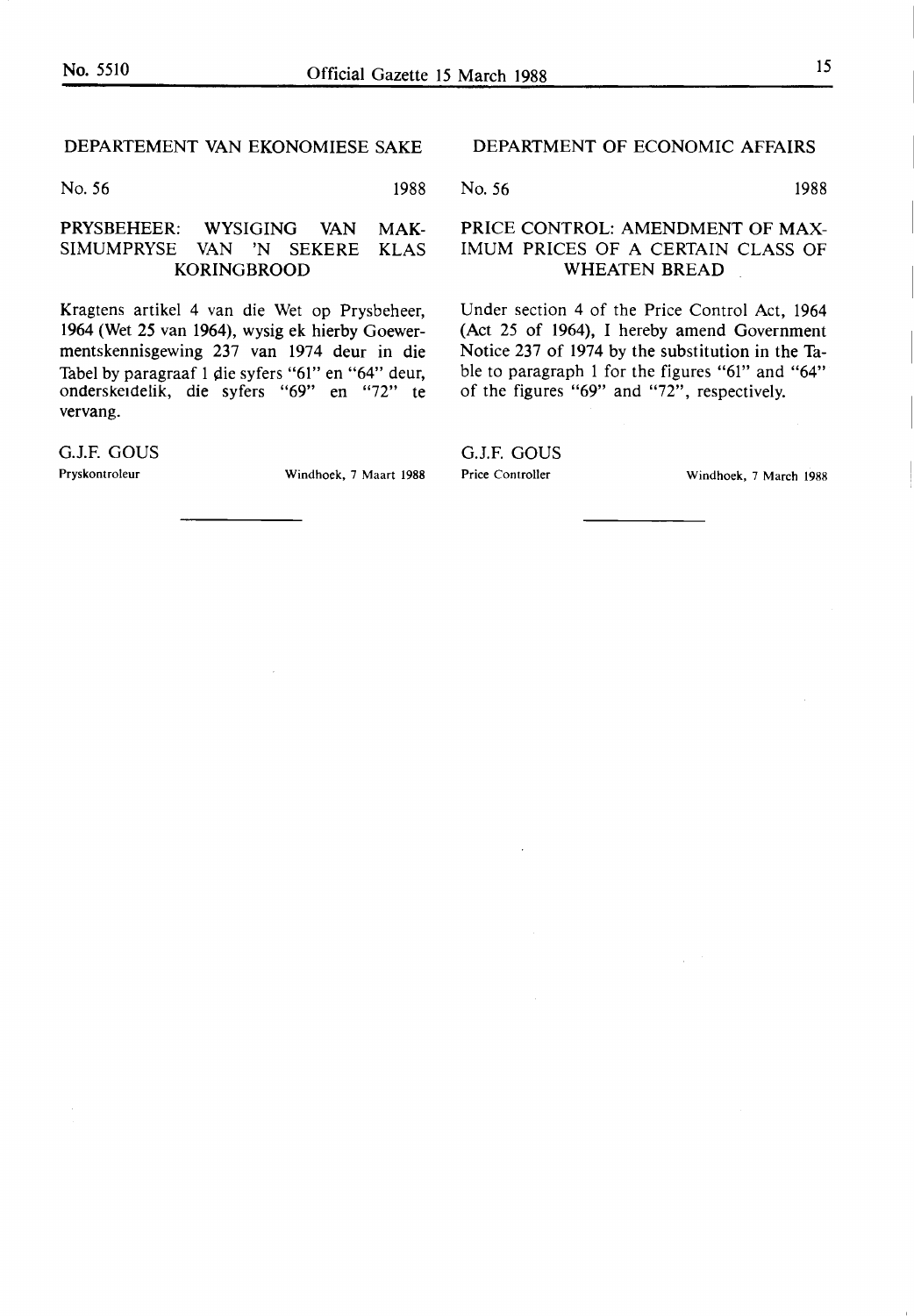## DEPARTEMENT VAN EKONOMIESE SAKE

No. 56 1988

### PRYSBEHEER: WYSIGING VAN MAKSIMUMPRYSE VAN 'N SEKERE KLAS KORINGBROOD

Kragtens artikel 4 van die Wet op Prysbeheer, 1964 (Wet 25 van 1964), wysig ek hierby Goewermentskennisgewing 237 van 1974 deur in die Tabel by paragraaf 1 die syfers "61" en "64" deur, onderskeidelik, die syfers "69" en "72" te vervang.

G.J.F. GOUS

Pryskontroleur

Windhoek, 7 Maart 1988

## DEPARTMENT OF ECONOMIC AFFAIRS

No. 56 1988

### PRICE CONTROL: AMENDMENT OF MAXIMUM PRICES OF A CERTAIN CLASS OF WHEATEN BREAD

Under section 4 of the Price Control Act, 1964 (Act 25 of 1964), I hereby amend Government Notice 237 of 1974 by the substitution in the Table to paragraph 1 for the figures "61" and "64" of the figures "69" and "72", respectively.

G.J.F. GOUS

Price Controller

Windhoek, 7 March 1988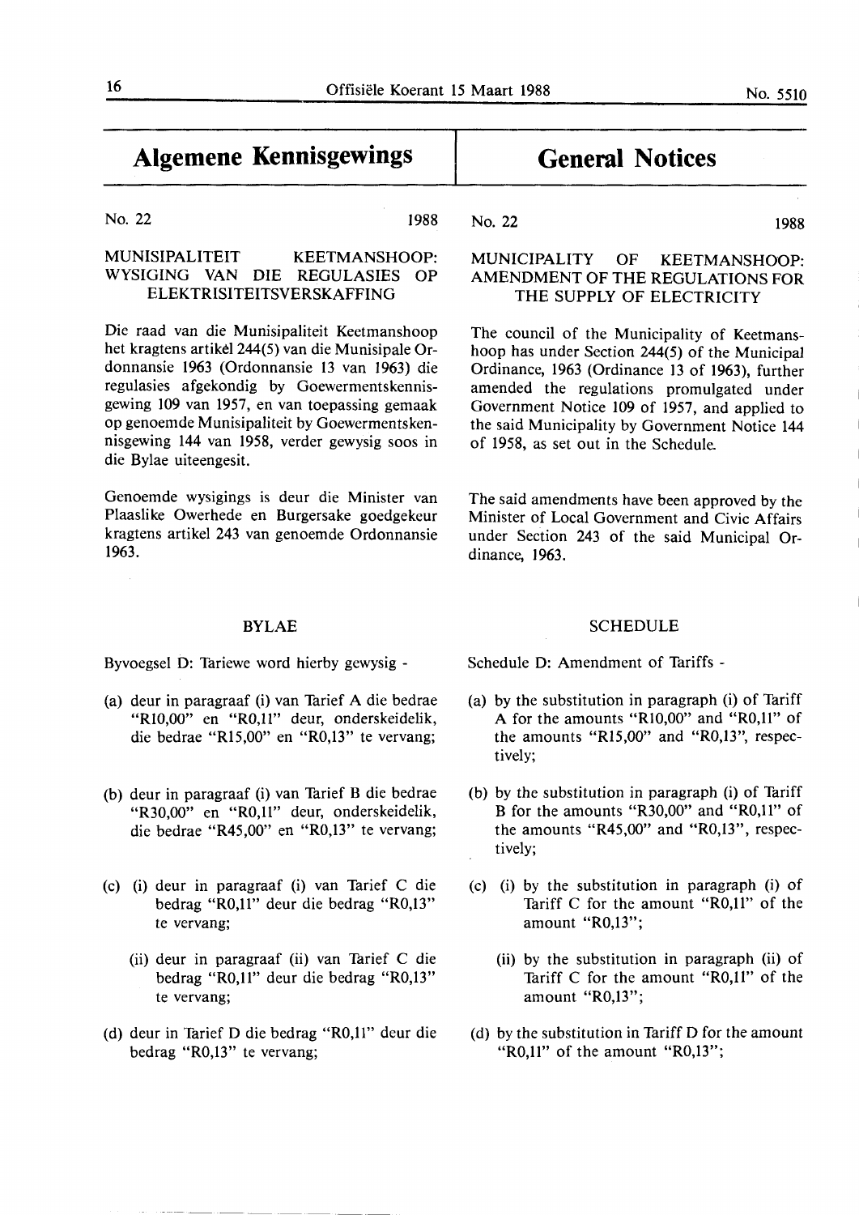## Algemene Kennisgewings

No. 22 1988

### MUNISIPALITEIT KEETMANSHOOP: WYSIGING VAN DIE REGULASIES OP ELEKTRISITEITSVERSKAFFING

Die raad van die Munisipaliteit Keetmanshoop het kragtens artikel 244(5) van die Munisipale Ordonnansie 1963 (Ordonnansie 13 van 1963) die regulasies afgekondig by Goewermentskennisgewing 109 van 1957, en van toepassing gemaak op genoemde Munisipaliteit by Goewermentskennisgewing 144 van 1958, verder gewysig soos in die Bylae uiteengesit.

Genoemde wysigings is deur die Minister van Plaaslike Owerhede en Burgersake goedgekeur kragtens artikel 243 van genoemde Ordonnansie 1963.

#### BYLAE

Byvoegsel D: Tariewe word hierby gewysig -

(a) deur in paragraaf (i) van Tarief A die bedrae "R10,00" en "R0,11" deur, onderskeidelik, die bedrae "R15,00" en "R0,13" te vervang;

(b) deur in paragraaf (i) van Tarief B die bedrae "R30,00" en "R0,11" deur, onderskeidelik, die bedrae "R45,00" en "R0,13" te vervang;

(c) (i) deur in paragraaf (i) van Tarief C die bedrag "R0,11" deur die bedrag "R0,13" te vervang;

(ii) deur in paragraaf (ii) van Tarief C die bedrag "R0,11" deur die bedrag "R0,13" te vervang;

(d) deur in Tarief D die bedrag "R0,11" deur die bedrag "R0,13" te vervang;

## General Notices

No. 22 1988

### MUNICIPALITY OF KEETMANSHOOP: AMENDMENT OF THE REGULATIONS FOR THE SUPPLY OF ELECTRICITY

The council of the Municipality of Keetmanshoop has under Section 244(5) of the Municipal Ordinance, 1963 (Ordinance 13 of 1963), further amended the regulations promulgated under Government Notice 109 of 1957, and applied to the said Municipality by Government Notice 144 of 1958, as set out in the Schedule.

The said amendments have been approved by the Minister of Local Government and Civic Affairs under Section 243 of the said Municipal Ordinance, 1963.

#### SCHEDULE

Schedule D: Amendment of Tariffs -

(a) by the substitution in paragraph (i) of Tariff A for the amounts "R10,00" and "R0,11" of the amounts "R15,00" and "R0,13", respectively;

(b) by the substitution in paragraph (i) of Tariff B for the amounts "R30,00" and "R0,11" of the amounts "R45,00" and "R0,13", respectively;

(c) (i) by the substitution in paragraph (i) of Tariff C for the amount "R0,11" of the amount "R0,13";

(ii) by the substitution in paragraph (ii) of Tariff C for the amount "R0,11" of the amount "R0,13";

(d) by the substitution in Tariff D for the amount "R0,11" of the amount "R0,13";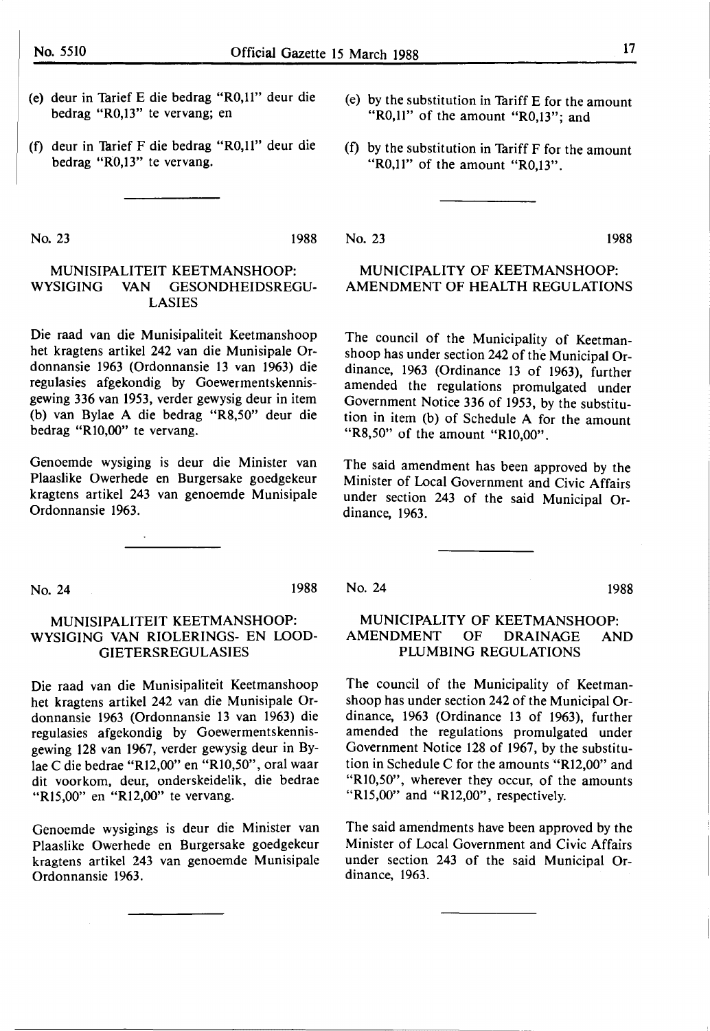(e) deur in Tarief E die bedrag "R0,11" deur die bedrag "R0,13" te vervang; en

(f) deur in Tarief F die bedrag "R0,11" deur die bedrag "R0,13" te vervang.

(e) by the substitution in Tariff E for the amount "R0,11" of the amount "R0,13"; and

(f) by the substitution in Tariff F for the amount "R0,11" of the amount "R0,13".

---

No. 23 1988

## MUNISIPALITEIT KEETMANSHOOP: WYSIGING VAN GESONDHEIDSREGULASIES

Die raad van die Munisipaliteit Keetmanshoop het kragtens artikel 242 van die Munisipale Ordonnansie 1963 (Ordonnansie 13 van 1963) die regulasies afgekondig by Goewermentskennisgewing 336 van 1953, verder gewysig deur in item (b) van Bylae A die bedrag "R8,50" deur die bedrag "R10,00" te vervang.

Genoemde wysiging is deur die Minister van Plaaslike Owerhede en Burgersake goedgekeur kragtens artikel 243 van genoemde Munisipale Ordonnansie 1963.

No. 23 1988

## MUNICIPALITY OF KEETMANSHOOP: AMENDMENT OF HEALTH REGULATIONS

The council of the Municipality of Keetmanshoop has under section 242 of the Municipal Ordinance, 1963 (Ordinance 13 of 1963), further amended the regulations promulgated under Government Notice 336 of 1953, by the substitution in item (b) of Schedule A for the amount "R8,50" of the amount "R10,00".

The said amendment has been approved by the Minister of Local Government and Civic Affairs under section 243 of the said Municipal Ordinance, 1963.

---

No. 24 1988

## MUNISIPALITEIT KEETMANSHOOP: WYSIGING VAN RIOLERINGS- EN LOODGIETERSREGULASIES

Die raad van die Munisipaliteit Keetmanshoop het kragtens artikel 242 van die Munisipale Ordonnansie 1963 (Ordonnansie 13 van 1963) die regulasies afgekondig by Goewermentskennisgewing 128 van 1967, verder gewysig deur in Bylae C die bedrae "R12,00" en "R10,50", oral waar dit voorkom, deur, onderskeidelik, die bedrae "R15,00" en "R12,00" te vervang.

Genoemde wysigings is deur die Minister van Plaaslike Owerhede en Burgersake goedgekeur kragtens artikel 243 van genoemde Munisipale Ordonnansie 1963.

No. 24 1988

## MUNICIPALITY OF KEETMANSHOOP: AMENDMENT OF DRAINAGE AND PLUMBING REGULATIONS

The council of the Municipality of Keetmanshoop has under section 242 of the Municipal Ordinance, 1963 (Ordinance 13 of 1963), further amended the regulations promulgated under Government Notice 128 of 1967, by the substitution in Schedule C for the amounts "R12,00" and "R10,50", wherever they occur, of the amounts "R15,00" and "R12,00", respectively.

The said amendments have been approved by the Minister of Local Government and Civic Affairs under section 243 of the said Municipal Ordinance, 1963.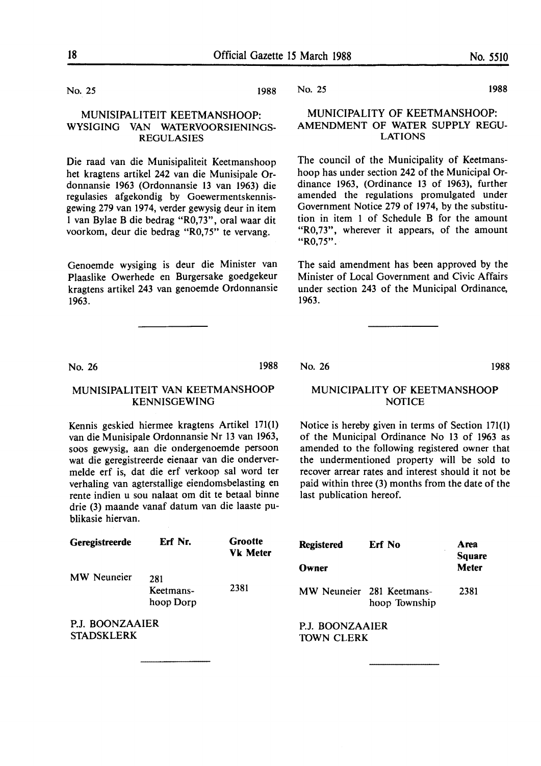No. 25 1988

## MUNISIPALITEIT KEETMANSHOOP: WYSIGING VAN WATERVOORSIENINGS-REGULASIES

Die raad van die Munisipaliteit Keetmanshoop het kragtens artikel 242 van die Munisipale Ordonnansie 1963 (Ordonnansie 13 van 1963) die regulasies afgekondig by Goewermentskennisgewing 279 van 1974, verder gewysig deur in item 1 van Bylae B die bedrag "R0,73", oral waar dit voorkom, deur die bedrag "R0,75" te vervang.

Genoemde wysiging is deur die Minister van Plaaslike Owerhede en Burgersake goedgekeur kragtens artikel 243 van genoemde Ordonnansie 1963.

---

No. 25 1988

## MUNICIPALITY OF KEETMANSHOOP: AMENDMENT OF WATER SUPPLY REGULATIONS

The council of the Municipality of Keetmanshoop has under section 242 of the Municipal Ordinance 1963, (Ordinance 13 of 1963), further amended the regulations promulgated under Government Notice 279 of 1974, by the substitution in item 1 of Schedule B for the amount "R0,73", wherever it appears, of the amount "R0,75".

The said amendment has been approved by the Minister of Local Government and Civic Affairs under section 243 of the Municipal Ordinance, 1963.

---

No. 26 1988

## MUNISIPALITEIT VAN KEETMANSHOOP KENNISGEWING

Kennis geskied hiermee kragtens Artikel 171(1) van die Munisipale Ordonnansie Nr 13 van 1963, soos gewysig, aan die ondergenoemde persoon wat die geregistreerde eienaar van die ondervermelde erf is, dat die erf verkoop sal word ter verhaling van agterstallige eiendomsbelasting en rente indien u sou nalaat om dit te betaal binne drie (3) maande vanaf datum van die laaste publikasie hiervan.

| Geregistreerde | Erf Nr. | Grootte Vk Meter |
|---|---|---|
| MW Neuneier | 281 Keetmans-hoop Dorp | 2381 |

P.J. BOONZAAIER
STADSKLERK

---

No. 26 1988

## MUNICIPALITY OF KEETMANSHOOP NOTICE

Notice is hereby given in terms of Section 171(1) of the Municipal Ordinance No 13 of 1963 as amended to the following registered owner that the undermentioned property will be sold to recover arrear rates and interest should it not be paid within three (3) months from the date of the last publication hereof.

| Registered Owner | Erf No | Area Square Meter |
|---|---|---|
| MW Neuneier | 281 Keetmans-hoop Township | 2381 |

P.J. BOONZAAIER
TOWN CLERK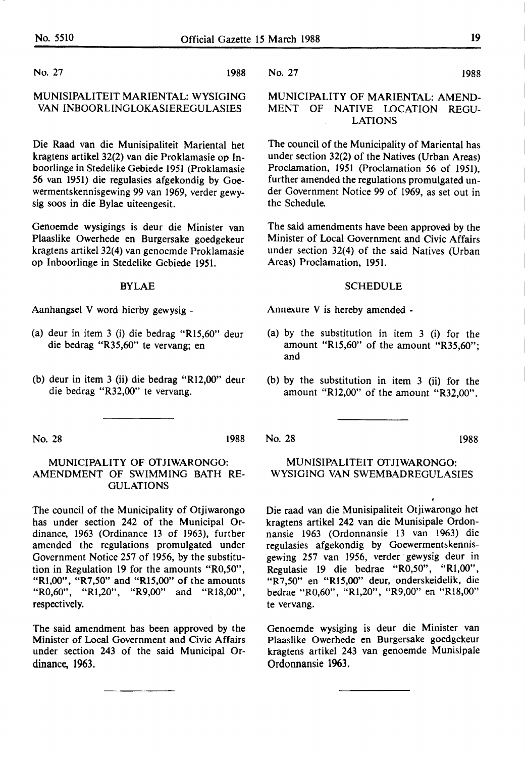No. 27 1988

## MUNISIPALITEIT MARIENTAL: WYSIGING VAN INBOORLINGLOKASIEREGULASIES

Die Raad van die Munisipaliteit Mariental het kragtens artikel 32(2) van die Proklamasie op Inboorlinge in Stedelike Gebiede 1951 (Proklamasie 56 van 1951) die regulasies afgekondig by Goewermentskennisgewing 99 van 1969, verder gewysig soos in die Bylae uiteengesit.

Genoemde wysigings is deur die Minister van Plaaslike Owerhede en Burgersake goedgekeur kragtens artikel 32(4) van genoemde Proklamasie op Inboorlinge in Stedelike Gebiede 1951.

### BYLAE

Aanhangsel V word hierby gewysig -

(a) deur in item 3 (i) die bedrag "R15,60" deur die bedrag "R35,60" te vervang; en

(b) deur in item 3 (ii) die bedrag "R12,00" deur die bedrag "R32,00" te vervang.

No. 27 1988

## MUNICIPALITY OF MARIENTAL: AMENDMENT OF NATIVE LOCATION REGULATIONS

The council of the Municipality of Mariental has under section 32(2) of the Natives (Urban Areas) Proclamation, 1951 (Proclamation 56 of 1951), further amended the regulations promulgated under Government Notice 99 of 1969, as set out in the Schedule.

The said amendments have been approved by the Minister of Local Government and Civic Affairs under section 32(4) of the said Natives (Urban Areas) Proclamation, 1951.

### SCHEDULE

Annexure V is hereby amended -

(a) by the substitution in item 3 (i) for the amount "R15,60" of the amount "R35,60"; and

(b) by the substitution in item 3 (ii) for the amount "R12,00" of the amount "R32,00".

---

No. 28 1988

## MUNICIPALITY OF OTJIWARONGO: AMENDMENT OF SWIMMING BATH REGULATIONS

The council of the Municipality of Otjiwarongo has under section 242 of the Municipal Ordinance, 1963 (Ordinance 13 of 1963), further amended the regulations promulgated under Government Notice 257 of 1956, by the substitution in Regulation 19 for the amounts "R0,50", "R1,00", "R7,50" and "R15,00" of the amounts "R0,60", "R1,20", "R9,00" and "R18,00", respectively.

The said amendment has been approved by the Minister of Local Government and Civic Affairs under section 243 of the said Municipal Ordinance, 1963.

No. 28 1988

## MUNISIPALITEIT OTJIWARONGO: WYSIGING VAN SWEMBADREGULASIES

Die raad van die Munisipaliteit Otjiwarongo het kragtens artikel 242 van die Munisipale Ordonnansie 1963 (Ordonnansie 13 van 1963) die regulasies afgekondig by Goewermentskennisgewing 257 van 1956, verder gewysig deur in Regulasie 19 die bedrae "R0,50", "R1,00", "R7,50" en "R15,00" deur, onderskeidelik, die bedrae "R0,60", "R1,20", "R9,00" en "R18,00" te vervang.

Genoemde wysiging is deur die Minister van Plaaslike Owerhede en Burgersake goedgekeur kragtens artikel 243 van genoemde Munisipale Ordonnansie 1963.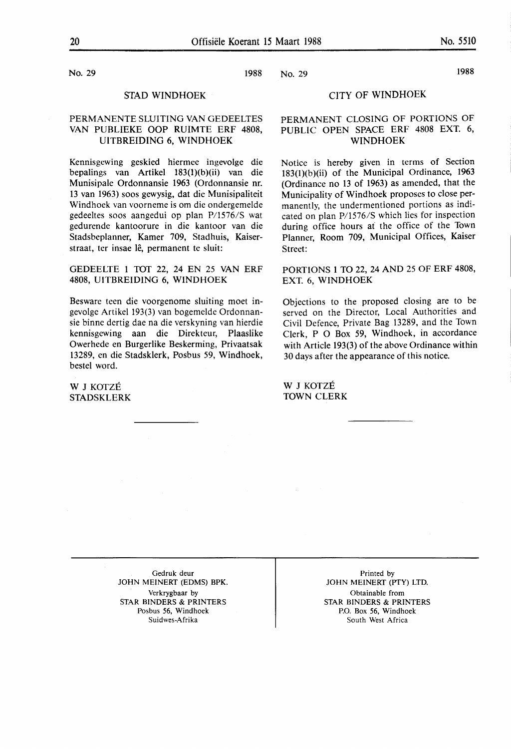No. 29 1988

## STAD WINDHOEK

### PERMANENTE SLUITING VAN GEDEELTES VAN PUBLIEKE OOP RUIMTE ERF 4808, UITBREIDING 6, WINDHOEK

Kennisgewing geskied hiermee ingevolge die bepalings van Artikel 183(1)(b)(ii) van die Munisipale Ordonnansie 1963 (Ordonnansie nr. 13 van 1963) soos gewysig, dat die Munisipaliteit Windhoek van voorneme is om die ondergemelde gedeeltes soos aangedui op plan P/1576/S wat gedurende kantoorure in die kantoor van die Stadsbeplanner, Kamer 709, Stadhuis, Kaiserstraat, ter insae lê, permanent te sluit:

GEDEELTE 1 TOT 22, 24 EN 25 VAN ERF 4808, UITBREIDING 6, WINDHOEK

Besware teen die voorgenome sluiting moet ingevolge Artikel 193(3) van bogemelde Ordonnansie binne dertig dae na die verskyning van hierdie kennisgewing aan die Direkteur, Plaaslike Owerhede en Burgerlike Beskerming, Privaatsak 13289, en die Stadsklerk, Posbus 59, Windhoek, bestel word.

W J KOTZÉ
STADSKLERK

---

No. 29 1988

## CITY OF WINDHOEK

### PERMANENT CLOSING OF PORTIONS OF PUBLIC OPEN SPACE ERF 4808 EXT. 6, WINDHOEK

Notice is hereby given in terms of Section 183(1)(b)(ii) of the Municipal Ordinance, 1963 (Ordinance no 13 of 1963) as amended, that the Municipality of Windhoek proposes to close permanently, the undermentioned portions as indicated on plan P/1576/S which lies for inspection during office hours at the office of the Town Planner, Room 709, Municipal Offices, Kaiser Street:

PORTIONS 1 TO 22, 24 AND 25 OF ERF 4808, EXT. 6, WINDHOEK

Objections to the proposed closing are to be served on the Director, Local Authorities and Civil Defence, Private Bag 13289, and the Town Clerk, P O Box 59, Windhoek, in accordance with Article 193(3) of the above Ordinance within 30 days after the appearance of this notice.

W J KOTZÉ
TOWN CLERK

---

Gedruk deur
JOHN MEINERT (EDMS) BPK.
Verkrygbaar by
STAR BINDERS & PRINTERS
Posbus 56, Windhoek
Suidwes-Afrika

Printed by
JOHN MEINERT (PTY) LTD.
Obtainable from
STAR BINDERS & PRINTERS
P.O. Box 56, Windhoek
South West Africa